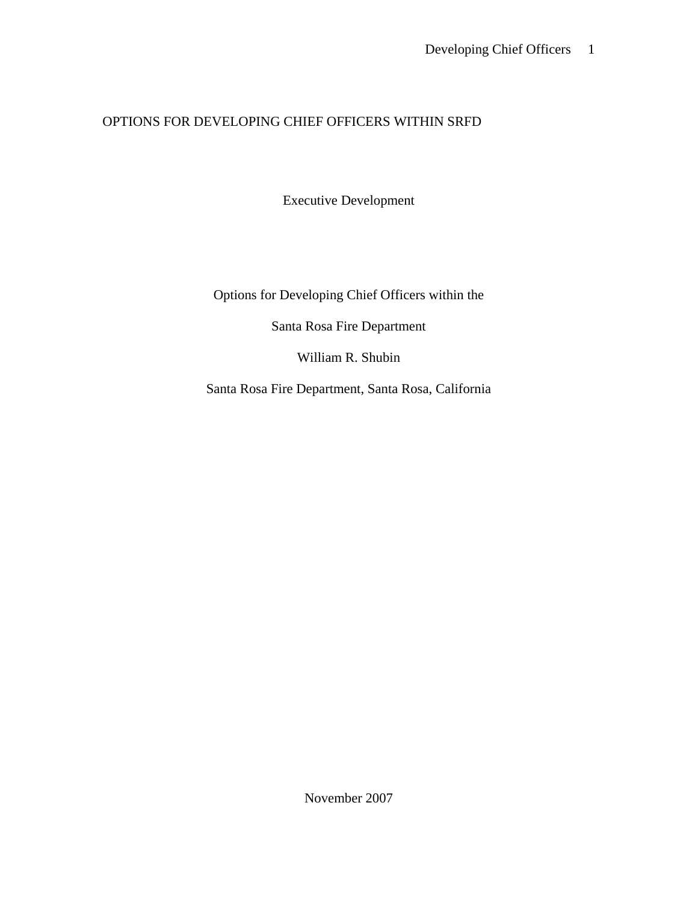OPTIONS FOR DEVELOPING CHIEF OFFICERS WITHIN SRFD

Executive Development

Options for Developing Chief Officers within the

Santa Rosa Fire Department

William R. Shubin

Santa Rosa Fire Department, Santa Rosa, California

November 2007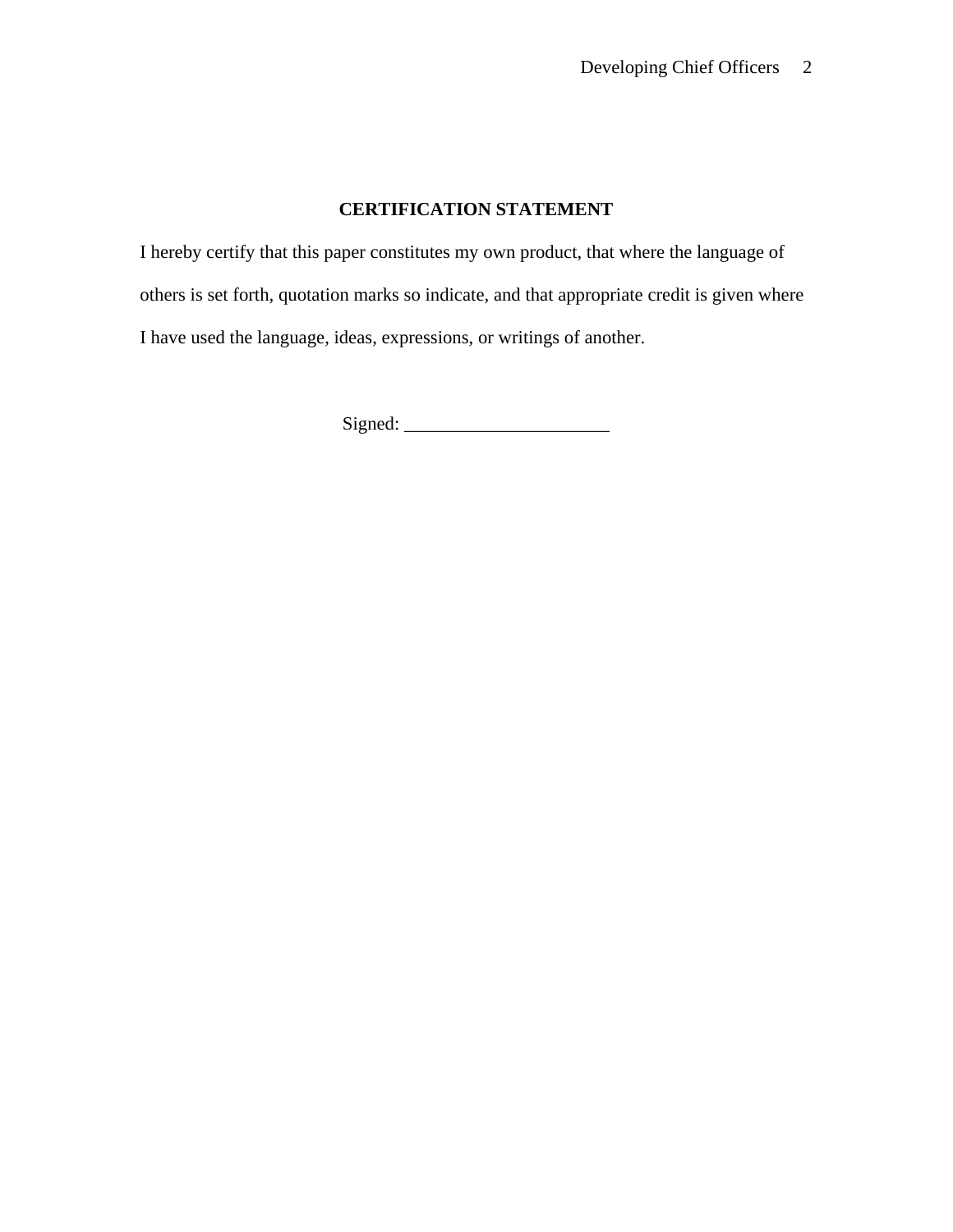**CERTIFICATION STATEMENT**

I hereby certify that this paper constitutes my own product, that where the language of others is set forth, quotation marks so indicate, and that appropriate credit is given where I have used the language, ideas, expressions, or writings of another.

Signed: ______________________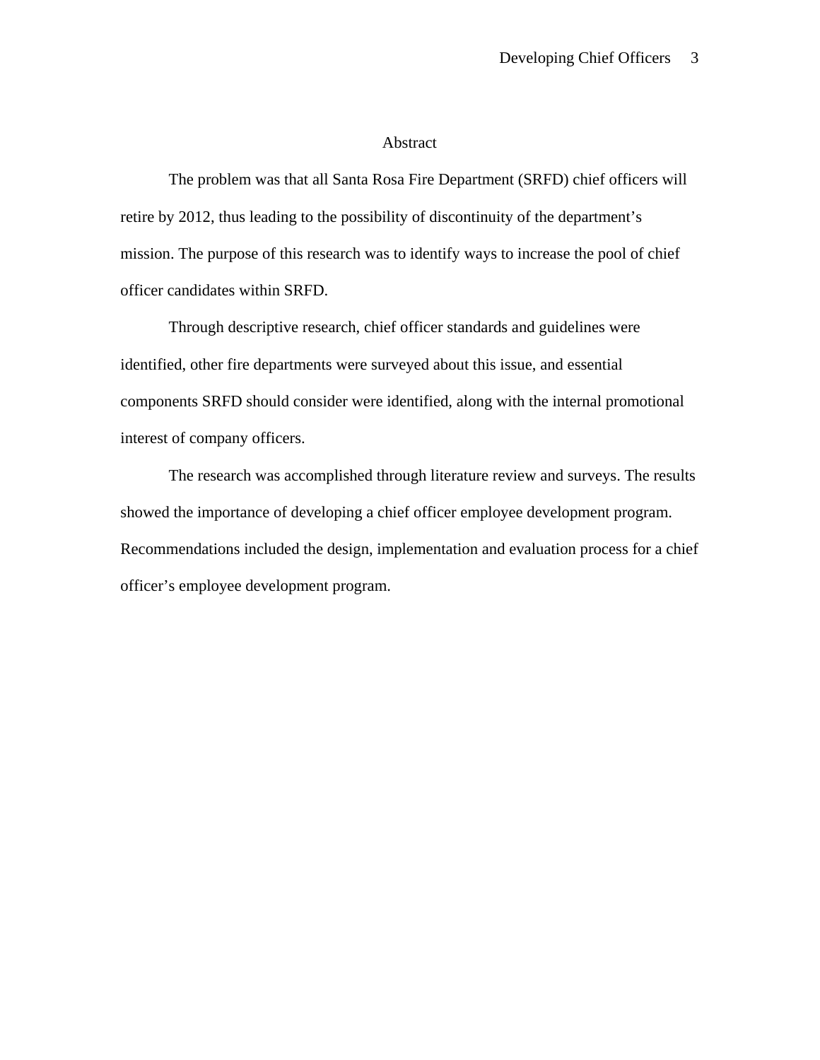# Abstract

The problem was that all Santa Rosa Fire Department (SRFD) chief officers will retire by 2012, thus leading to the possibility of discontinuity of the department's mission. The purpose of this research was to identify ways to increase the pool of chief officer candidates within SRFD.

Through descriptive research, chief officer standards and guidelines were identified, other fire departments were surveyed about this issue, and essential components SRFD should consider were identified, along with the internal promotional interest of company officers.

The research was accomplished through literature review and surveys. The results showed the importance of developing a chief officer employee development program. Recommendations included the design, implementation and evaluation process for a chief officer's employee development program.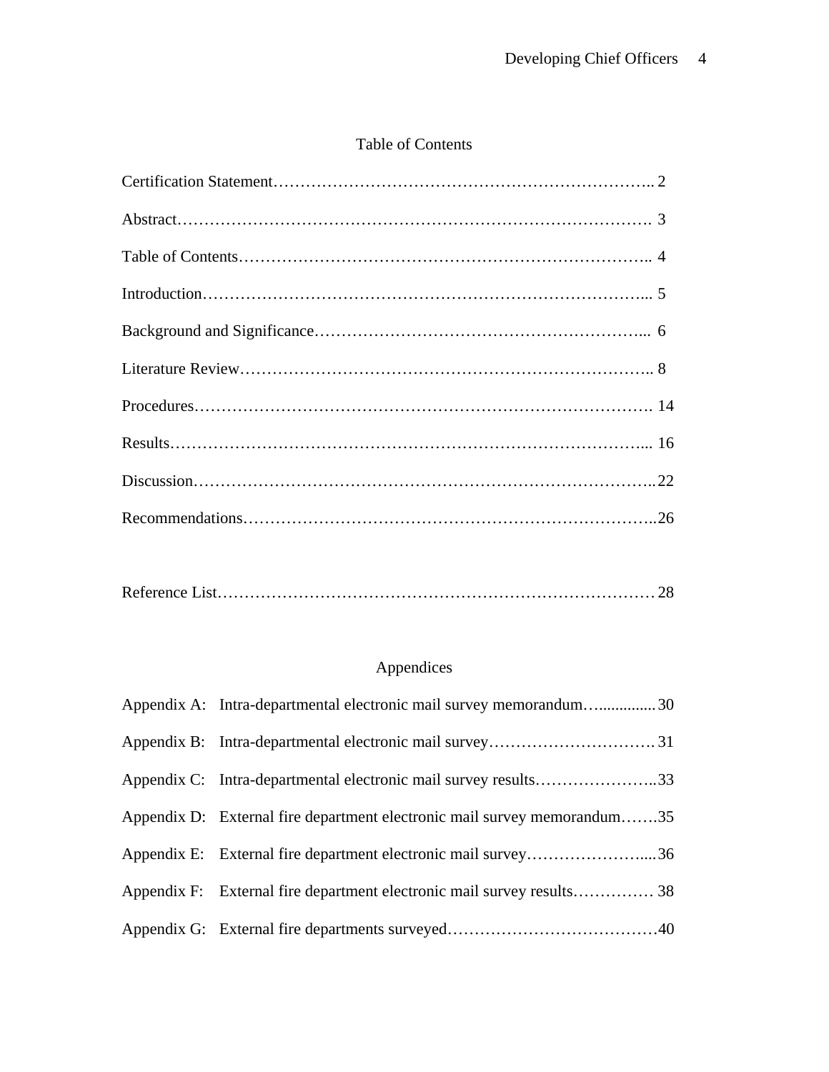# Table of Contents

Certification Statement………………………………………………………….. 2

Abstract………………………………………………………………………. 3

Table of Contents………………………………………………………………….. 4

Introduction………………………………………………………………………... 5

Background and Significance………………………………………………... 6

Literature Review………………………………………………………………….. 8

Procedures……………………………………………………………………. 14

Results…………………………………………………………………………... 16

Discussion……………………………………………………………………..22

Recommendations……………………………………………………………..26

Reference List…………………………………………………………………… 28

## Appendices

Appendix A: Intra-departmental electronic mail survey memorandum…..............30

Appendix B: Intra-departmental electronic mail survey…………………………. 31

Appendix C: Intra-departmental electronic mail survey results…………………..33

Appendix D: External fire department electronic mail survey memorandum…….35

Appendix E: External fire department electronic mail survey………………….....36

Appendix F: External fire department electronic mail survey results…………… 38

Appendix G: External fire departments surveyed…………………………………40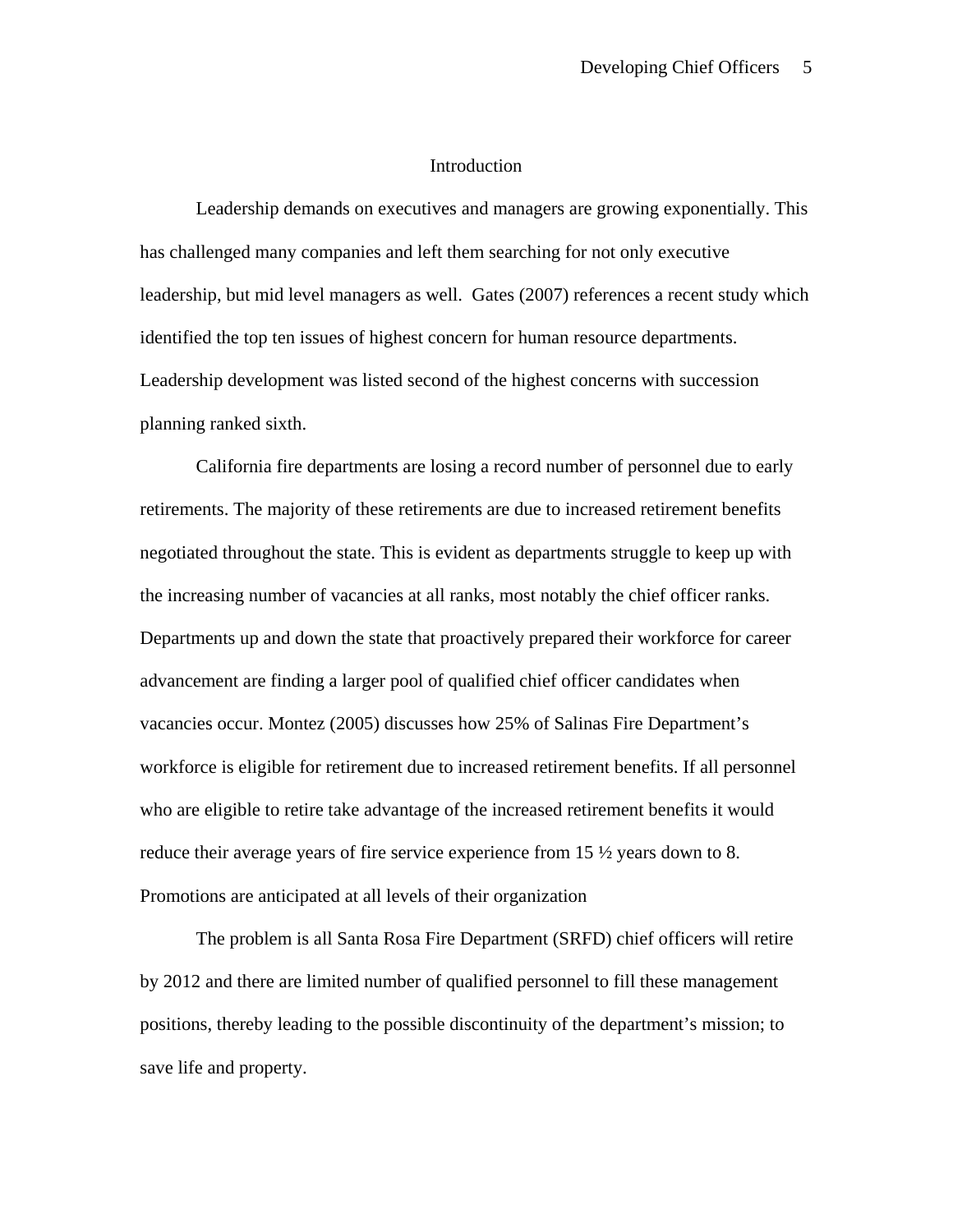# Introduction

Leadership demands on executives and managers are growing exponentially. This has challenged many companies and left them searching for not only executive leadership, but mid level managers as well. Gates (2007) references a recent study which identified the top ten issues of highest concern for human resource departments. Leadership development was listed second of the highest concerns with succession planning ranked sixth.

California fire departments are losing a record number of personnel due to early retirements. The majority of these retirements are due to increased retirement benefits negotiated throughout the state. This is evident as departments struggle to keep up with the increasing number of vacancies at all ranks, most notably the chief officer ranks. Departments up and down the state that proactively prepared their workforce for career advancement are finding a larger pool of qualified chief officer candidates when vacancies occur. Montez (2005) discusses how 25% of Salinas Fire Department's workforce is eligible for retirement due to increased retirement benefits. If all personnel who are eligible to retire take advantage of the increased retirement benefits it would reduce their average years of fire service experience from 15 ½ years down to 8. Promotions are anticipated at all levels of their organization

The problem is all Santa Rosa Fire Department (SRFD) chief officers will retire by 2012 and there are limited number of qualified personnel to fill these management positions, thereby leading to the possible discontinuity of the department's mission; to save life and property.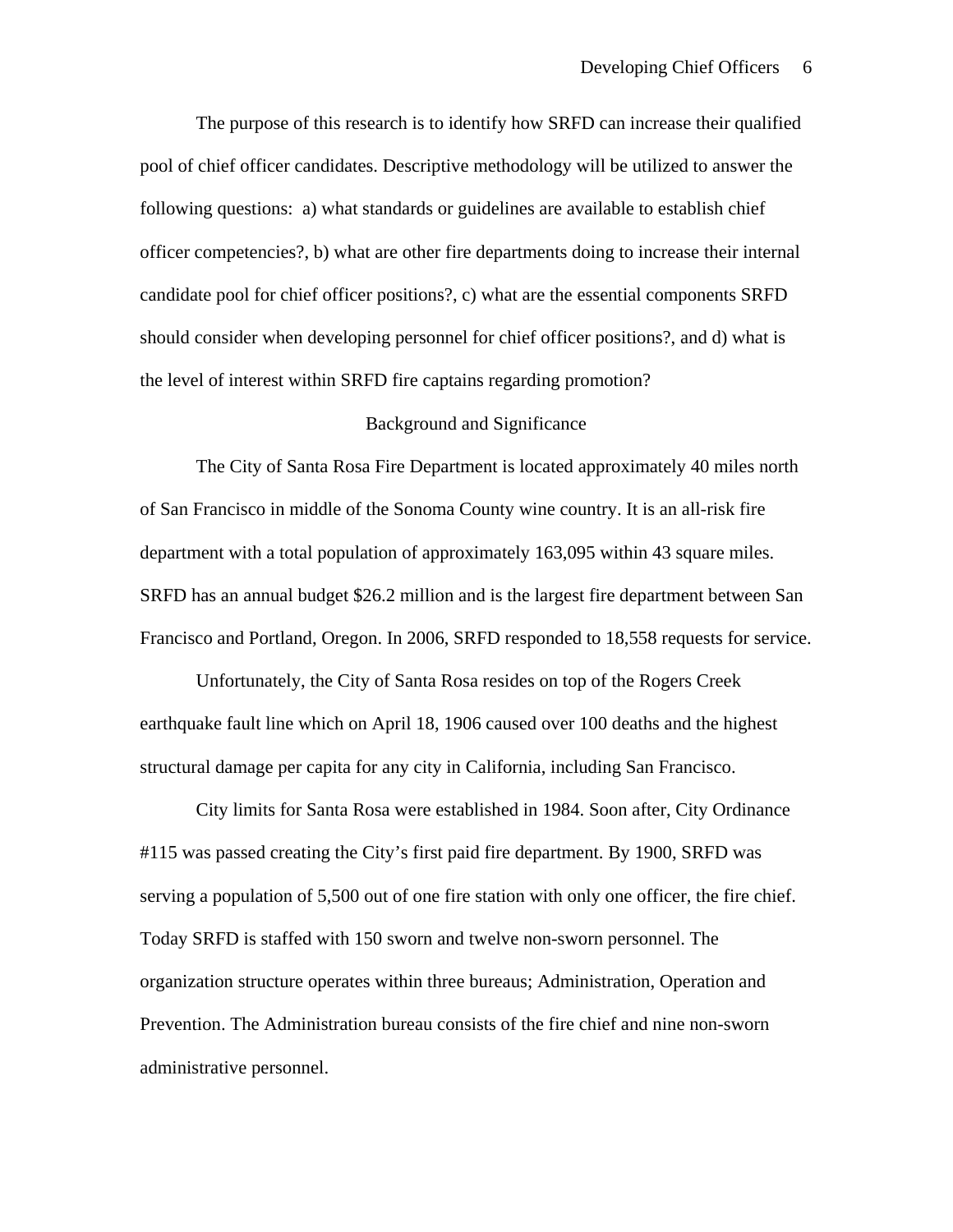The purpose of this research is to identify how SRFD can increase their qualified pool of chief officer candidates. Descriptive methodology will be utilized to answer the following questions: a) what standards or guidelines are available to establish chief officer competencies?, b) what are other fire departments doing to increase their internal candidate pool for chief officer positions?, c) what are the essential components SRFD should consider when developing personnel for chief officer positions?, and d) what is the level of interest within SRFD fire captains regarding promotion?

## Background and Significance

The City of Santa Rosa Fire Department is located approximately 40 miles north of San Francisco in middle of the Sonoma County wine country. It is an all-risk fire department with a total population of approximately 163,095 within 43 square miles. SRFD has an annual budget $26.2 million and is the largest fire department between San Francisco and Portland, Oregon. In 2006, SRFD responded to 18,558 requests for service.

Unfortunately, the City of Santa Rosa resides on top of the Rogers Creek earthquake fault line which on April 18, 1906 caused over 100 deaths and the highest structural damage per capita for any city in California, including San Francisco.

City limits for Santa Rosa were established in 1984. Soon after, City Ordinance #115 was passed creating the City's first paid fire department. By 1900, SRFD was serving a population of 5,500 out of one fire station with only one officer, the fire chief. Today SRFD is staffed with 150 sworn and twelve non-sworn personnel. The organization structure operates within three bureaus; Administration, Operation and Prevention. The Administration bureau consists of the fire chief and nine non-sworn administrative personnel.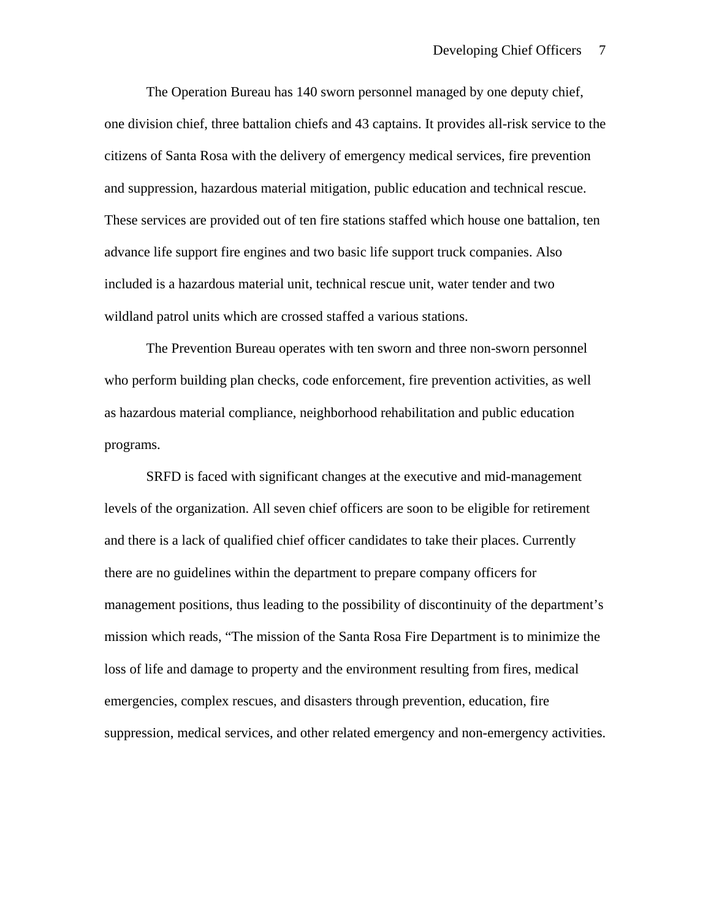The Operation Bureau has 140 sworn personnel managed by one deputy chief, one division chief, three battalion chiefs and 43 captains. It provides all-risk service to the citizens of Santa Rosa with the delivery of emergency medical services, fire prevention and suppression, hazardous material mitigation, public education and technical rescue. These services are provided out of ten fire stations staffed which house one battalion, ten advance life support fire engines and two basic life support truck companies. Also included is a hazardous material unit, technical rescue unit, water tender and two wildland patrol units which are crossed staffed a various stations.

The Prevention Bureau operates with ten sworn and three non-sworn personnel who perform building plan checks, code enforcement, fire prevention activities, as well as hazardous material compliance, neighborhood rehabilitation and public education programs.

SRFD is faced with significant changes at the executive and mid-management levels of the organization. All seven chief officers are soon to be eligible for retirement and there is a lack of qualified chief officer candidates to take their places. Currently there are no guidelines within the department to prepare company officers for management positions, thus leading to the possibility of discontinuity of the department's mission which reads, "The mission of the Santa Rosa Fire Department is to minimize the loss of life and damage to property and the environment resulting from fires, medical emergencies, complex rescues, and disasters through prevention, education, fire suppression, medical services, and other related emergency and non-emergency activities.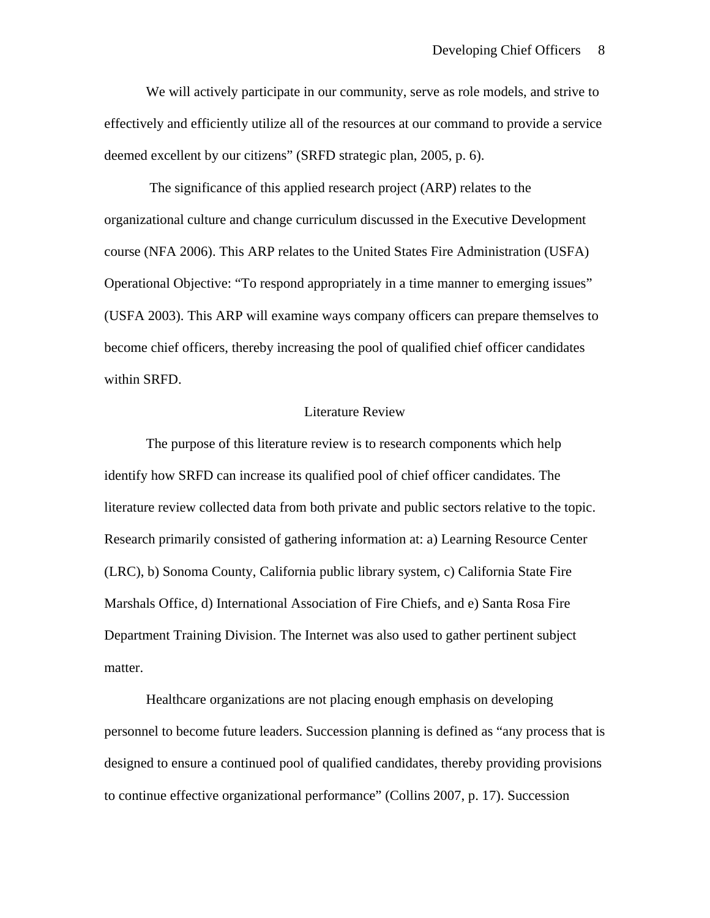We will actively participate in our community, serve as role models, and strive to effectively and efficiently utilize all of the resources at our command to provide a service deemed excellent by our citizens" (SRFD strategic plan, 2005, p. 6).

The significance of this applied research project (ARP) relates to the organizational culture and change curriculum discussed in the Executive Development course (NFA 2006). This ARP relates to the United States Fire Administration (USFA) Operational Objective: "To respond appropriately in a time manner to emerging issues" (USFA 2003). This ARP will examine ways company officers can prepare themselves to become chief officers, thereby increasing the pool of qualified chief officer candidates within SRFD.

## Literature Review

The purpose of this literature review is to research components which help identify how SRFD can increase its qualified pool of chief officer candidates. The literature review collected data from both private and public sectors relative to the topic. Research primarily consisted of gathering information at: a) Learning Resource Center (LRC), b) Sonoma County, California public library system, c) California State Fire Marshals Office, d) International Association of Fire Chiefs, and e) Santa Rosa Fire Department Training Division. The Internet was also used to gather pertinent subject matter.

Healthcare organizations are not placing enough emphasis on developing personnel to become future leaders. Succession planning is defined as "any process that is designed to ensure a continued pool of qualified candidates, thereby providing provisions to continue effective organizational performance" (Collins 2007, p. 17). Succession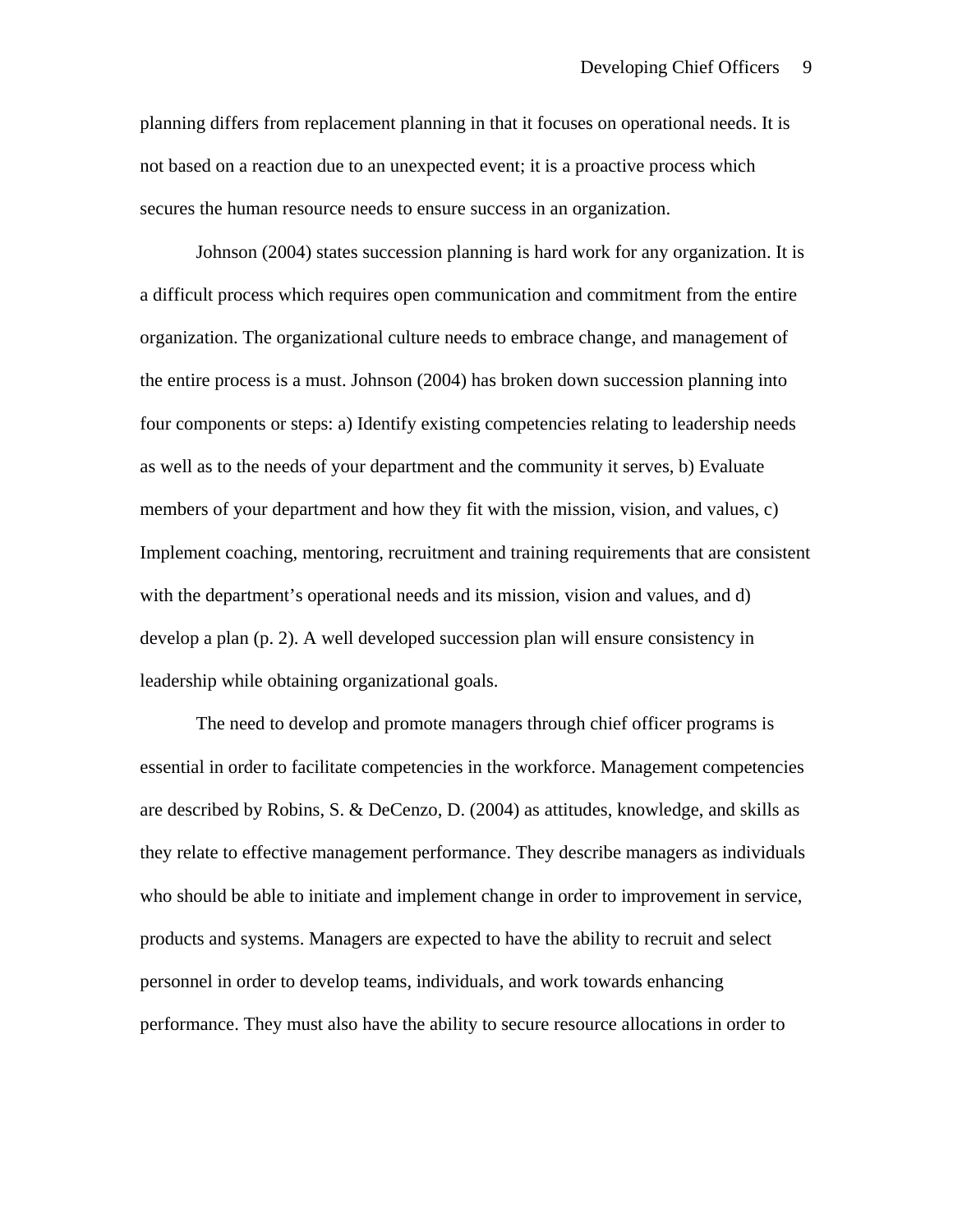planning differs from replacement planning in that it focuses on operational needs. It is not based on a reaction due to an unexpected event; it is a proactive process which secures the human resource needs to ensure success in an organization.

Johnson (2004) states succession planning is hard work for any organization. It is a difficult process which requires open communication and commitment from the entire organization. The organizational culture needs to embrace change, and management of the entire process is a must. Johnson (2004) has broken down succession planning into four components or steps: a) Identify existing competencies relating to leadership needs as well as to the needs of your department and the community it serves, b) Evaluate members of your department and how they fit with the mission, vision, and values, c) Implement coaching, mentoring, recruitment and training requirements that are consistent with the department's operational needs and its mission, vision and values, and d) develop a plan (p. 2). A well developed succession plan will ensure consistency in leadership while obtaining organizational goals.

The need to develop and promote managers through chief officer programs is essential in order to facilitate competencies in the workforce. Management competencies are described by Robins, S. & DeCenzo, D. (2004) as attitudes, knowledge, and skills as they relate to effective management performance. They describe managers as individuals who should be able to initiate and implement change in order to improvement in service, products and systems. Managers are expected to have the ability to recruit and select personnel in order to develop teams, individuals, and work towards enhancing performance. They must also have the ability to secure resource allocations in order to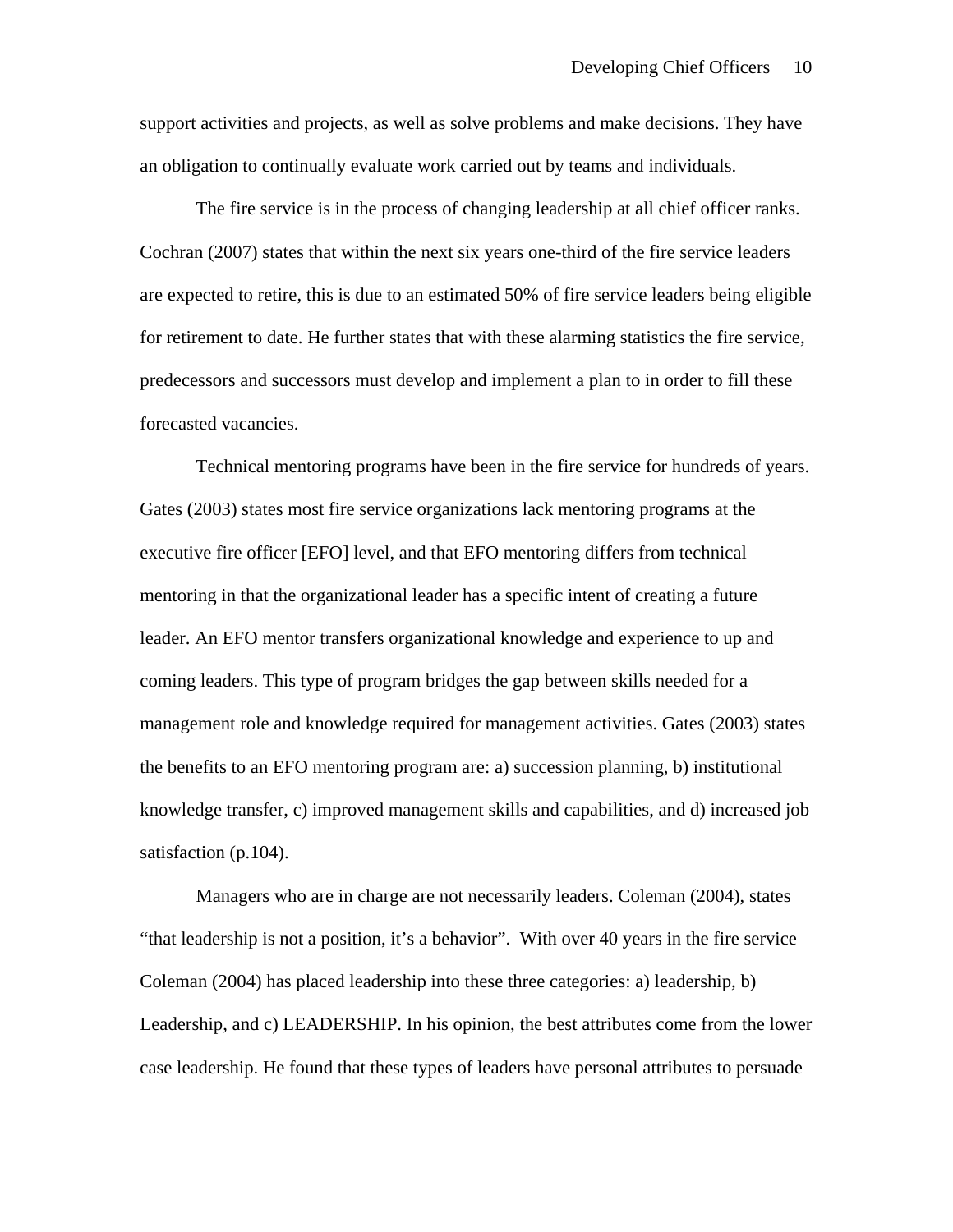support activities and projects, as well as solve problems and make decisions. They have an obligation to continually evaluate work carried out by teams and individuals.

The fire service is in the process of changing leadership at all chief officer ranks. Cochran (2007) states that within the next six years one-third of the fire service leaders are expected to retire, this is due to an estimated 50% of fire service leaders being eligible for retirement to date. He further states that with these alarming statistics the fire service, predecessors and successors must develop and implement a plan to in order to fill these forecasted vacancies.

Technical mentoring programs have been in the fire service for hundreds of years. Gates (2003) states most fire service organizations lack mentoring programs at the executive fire officer [EFO] level, and that EFO mentoring differs from technical mentoring in that the organizational leader has a specific intent of creating a future leader. An EFO mentor transfers organizational knowledge and experience to up and coming leaders. This type of program bridges the gap between skills needed for a management role and knowledge required for management activities. Gates (2003) states the benefits to an EFO mentoring program are: a) succession planning, b) institutional knowledge transfer, c) improved management skills and capabilities, and d) increased job satisfaction (p.104).

Managers who are in charge are not necessarily leaders. Coleman (2004), states "that leadership is not a position, it's a behavior". With over 40 years in the fire service Coleman (2004) has placed leadership into these three categories: a) leadership, b) Leadership, and c) LEADERSHIP. In his opinion, the best attributes come from the lower case leadership. He found that these types of leaders have personal attributes to persuade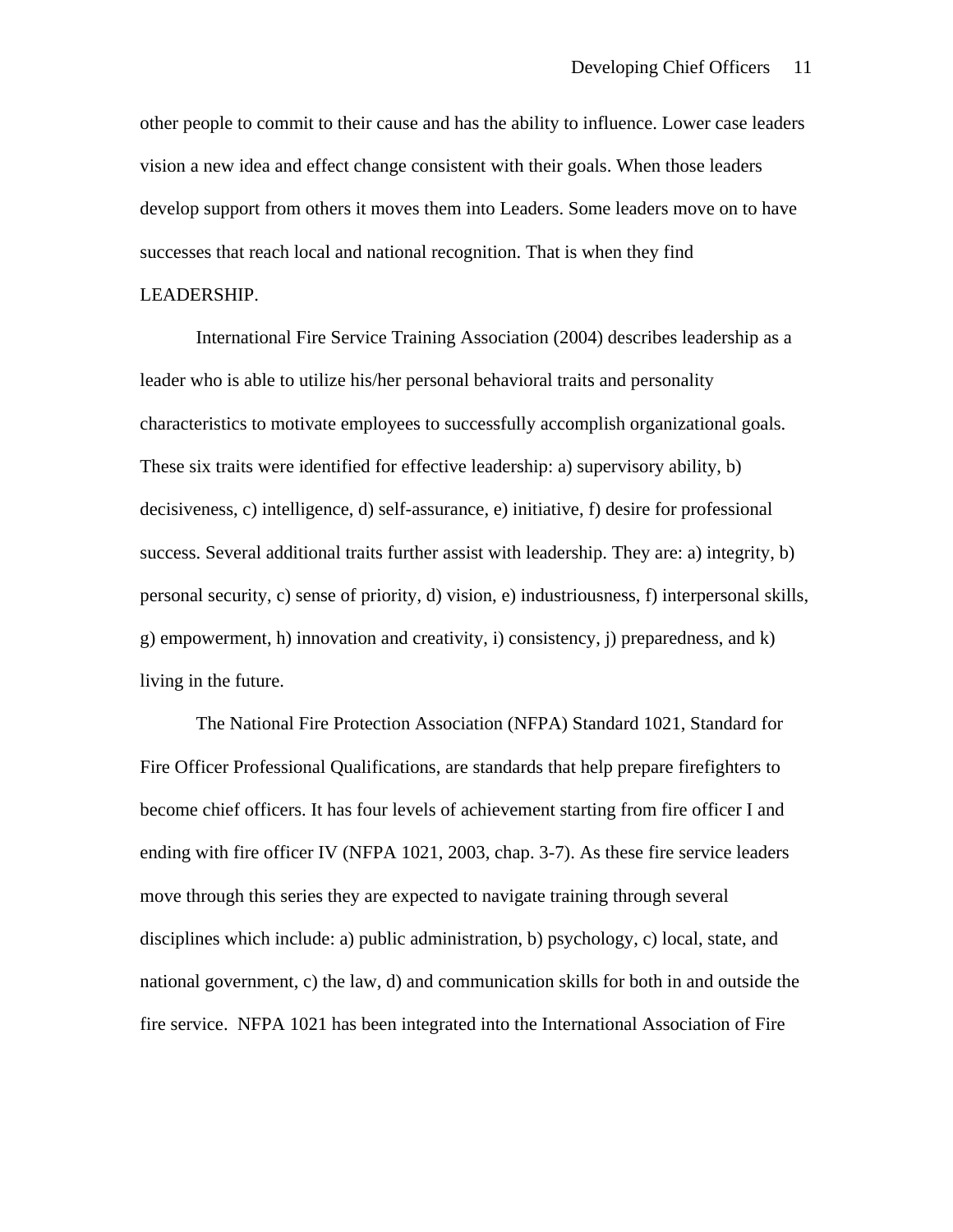other people to commit to their cause and has the ability to influence. Lower case leaders vision a new idea and effect change consistent with their goals. When those leaders develop support from others it moves them into Leaders. Some leaders move on to have successes that reach local and national recognition. That is when they find LEADERSHIP.

International Fire Service Training Association (2004) describes leadership as a leader who is able to utilize his/her personal behavioral traits and personality characteristics to motivate employees to successfully accomplish organizational goals. These six traits were identified for effective leadership: a) supervisory ability, b) decisiveness, c) intelligence, d) self-assurance, e) initiative, f) desire for professional success. Several additional traits further assist with leadership. They are: a) integrity, b) personal security, c) sense of priority, d) vision, e) industriousness, f) interpersonal skills, g) empowerment, h) innovation and creativity, i) consistency, j) preparedness, and k) living in the future.

The National Fire Protection Association (NFPA) Standard 1021, Standard for Fire Officer Professional Qualifications, are standards that help prepare firefighters to become chief officers. It has four levels of achievement starting from fire officer I and ending with fire officer IV (NFPA 1021, 2003, chap. 3-7). As these fire service leaders move through this series they are expected to navigate training through several disciplines which include: a) public administration, b) psychology, c) local, state, and national government, c) the law, d) and communication skills for both in and outside the fire service. NFPA 1021 has been integrated into the International Association of Fire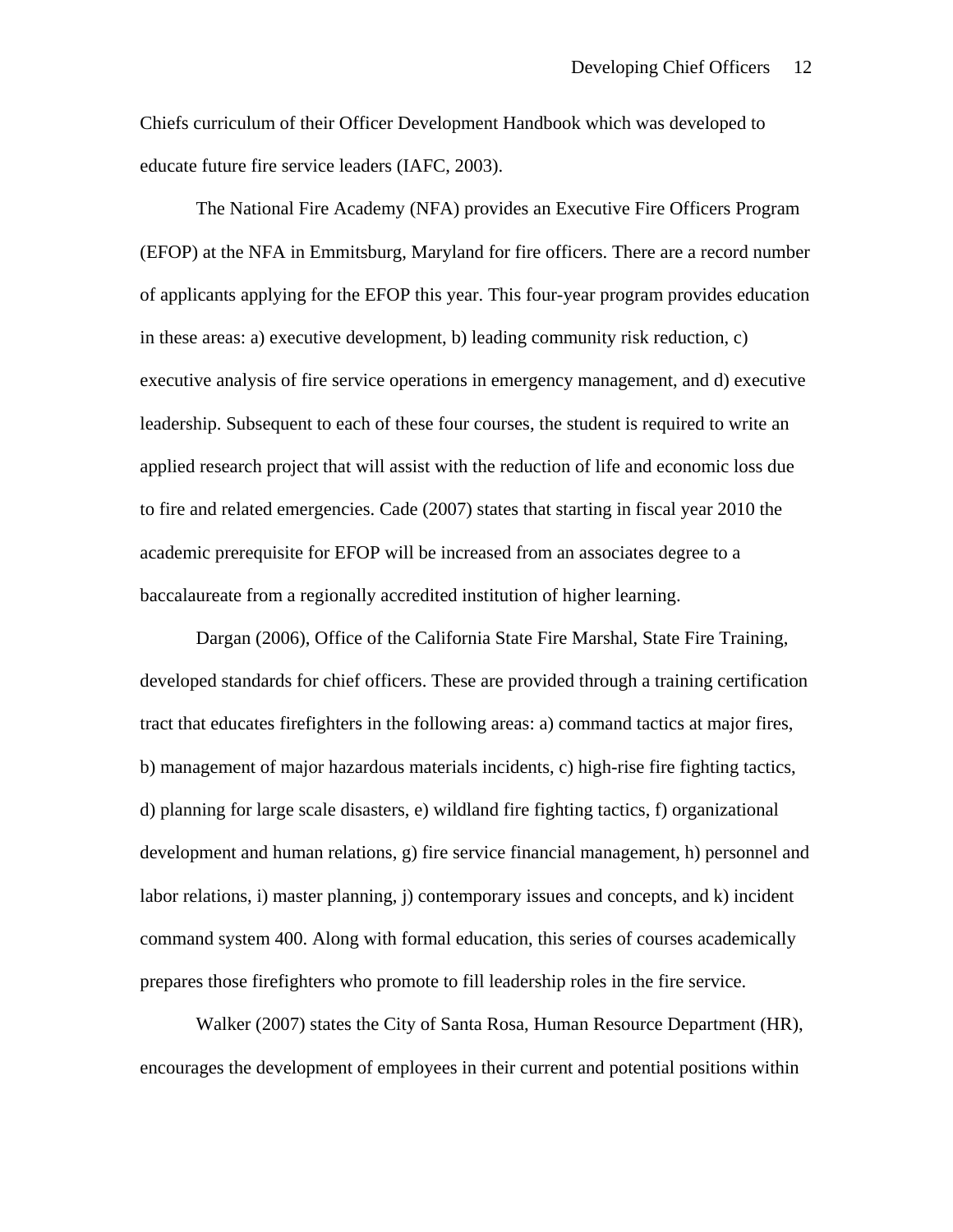Chiefs curriculum of their Officer Development Handbook which was developed to educate future fire service leaders (IAFC, 2003).

The National Fire Academy (NFA) provides an Executive Fire Officers Program (EFOP) at the NFA in Emmitsburg, Maryland for fire officers. There are a record number of applicants applying for the EFOP this year. This four-year program provides education in these areas: a) executive development, b) leading community risk reduction, c) executive analysis of fire service operations in emergency management, and d) executive leadership. Subsequent to each of these four courses, the student is required to write an applied research project that will assist with the reduction of life and economic loss due to fire and related emergencies. Cade (2007) states that starting in fiscal year 2010 the academic prerequisite for EFOP will be increased from an associates degree to a baccalaureate from a regionally accredited institution of higher learning.

Dargan (2006), Office of the California State Fire Marshal, State Fire Training, developed standards for chief officers. These are provided through a training certification tract that educates firefighters in the following areas: a) command tactics at major fires, b) management of major hazardous materials incidents, c) high-rise fire fighting tactics, d) planning for large scale disasters, e) wildland fire fighting tactics, f) organizational development and human relations, g) fire service financial management, h) personnel and labor relations, i) master planning, j) contemporary issues and concepts, and k) incident command system 400. Along with formal education, this series of courses academically prepares those firefighters who promote to fill leadership roles in the fire service.

Walker (2007) states the City of Santa Rosa, Human Resource Department (HR), encourages the development of employees in their current and potential positions within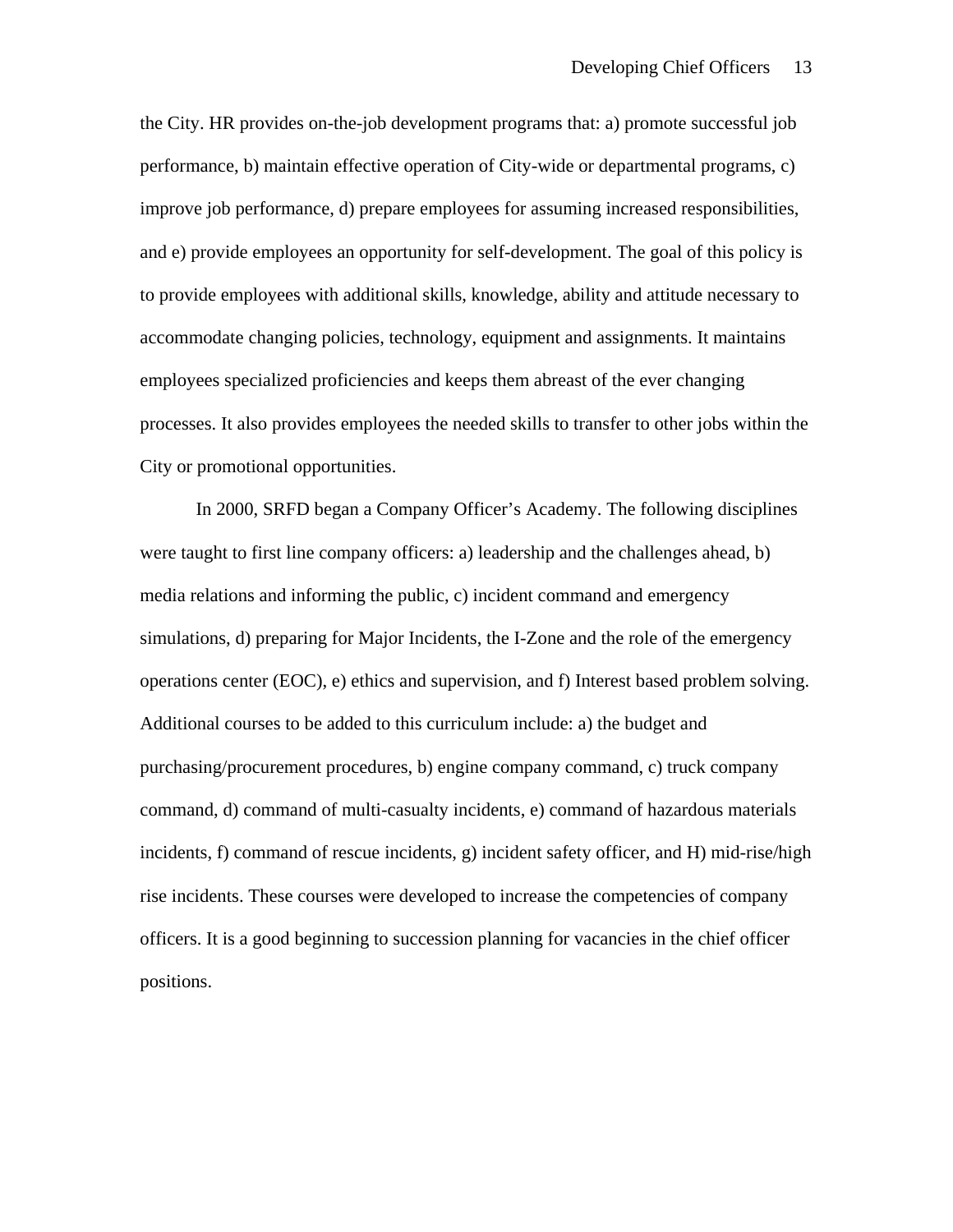the City. HR provides on-the-job development programs that: a) promote successful job performance, b) maintain effective operation of City-wide or departmental programs, c) improve job performance, d) prepare employees for assuming increased responsibilities, and e) provide employees an opportunity for self-development. The goal of this policy is to provide employees with additional skills, knowledge, ability and attitude necessary to accommodate changing policies, technology, equipment and assignments. It maintains employees specialized proficiencies and keeps them abreast of the ever changing processes. It also provides employees the needed skills to transfer to other jobs within the City or promotional opportunities.

In 2000, SRFD began a Company Officer's Academy. The following disciplines were taught to first line company officers: a) leadership and the challenges ahead, b) media relations and informing the public, c) incident command and emergency simulations, d) preparing for Major Incidents, the I-Zone and the role of the emergency operations center (EOC), e) ethics and supervision, and f) Interest based problem solving. Additional courses to be added to this curriculum include: a) the budget and purchasing/procurement procedures, b) engine company command, c) truck company command, d) command of multi-casualty incidents, e) command of hazardous materials incidents, f) command of rescue incidents, g) incident safety officer, and H) mid-rise/high rise incidents. These courses were developed to increase the competencies of company officers. It is a good beginning to succession planning for vacancies in the chief officer positions.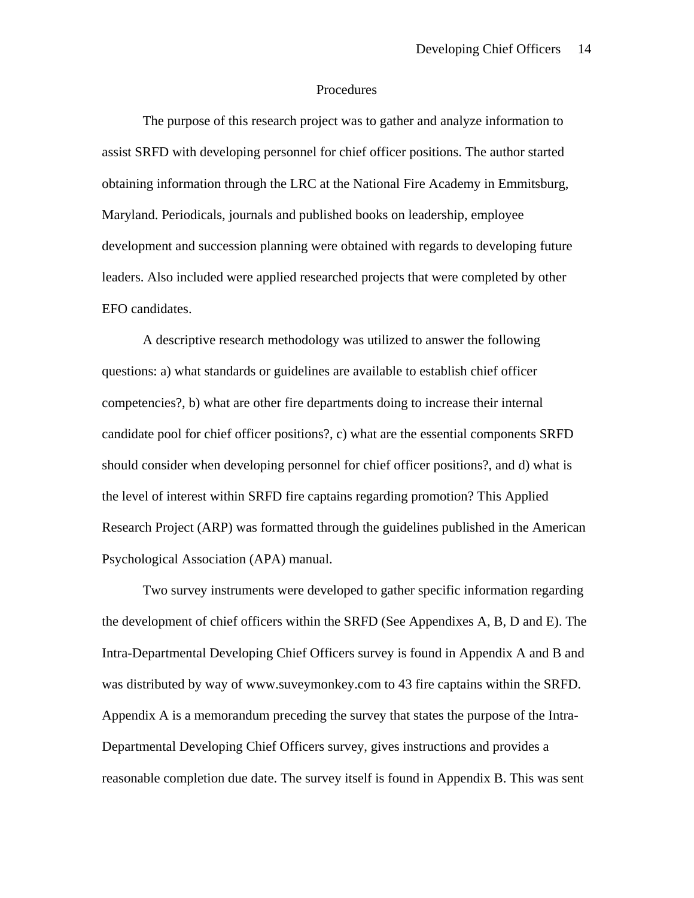## Procedures

The purpose of this research project was to gather and analyze information to assist SRFD with developing personnel for chief officer positions. The author started obtaining information through the LRC at the National Fire Academy in Emmitsburg, Maryland. Periodicals, journals and published books on leadership, employee development and succession planning were obtained with regards to developing future leaders. Also included were applied researched projects that were completed by other EFO candidates.

A descriptive research methodology was utilized to answer the following questions: a) what standards or guidelines are available to establish chief officer competencies?, b) what are other fire departments doing to increase their internal candidate pool for chief officer positions?, c) what are the essential components SRFD should consider when developing personnel for chief officer positions?, and d) what is the level of interest within SRFD fire captains regarding promotion? This Applied Research Project (ARP) was formatted through the guidelines published in the American Psychological Association (APA) manual.

Two survey instruments were developed to gather specific information regarding the development of chief officers within the SRFD (See Appendixes A, B, D and E). The Intra-Departmental Developing Chief Officers survey is found in Appendix A and B and was distributed by way of www.suveymonkey.com to 43 fire captains within the SRFD. Appendix A is a memorandum preceding the survey that states the purpose of the Intra-Departmental Developing Chief Officers survey, gives instructions and provides a reasonable completion due date. The survey itself is found in Appendix B. This was sent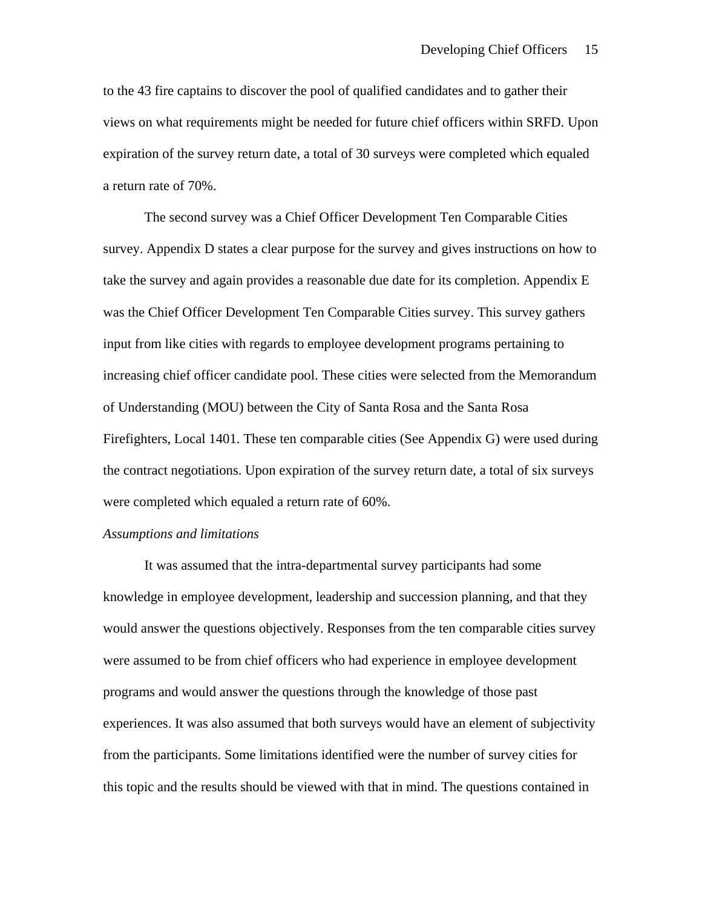to the 43 fire captains to discover the pool of qualified candidates and to gather their views on what requirements might be needed for future chief officers within SRFD. Upon expiration of the survey return date, a total of 30 surveys were completed which equaled a return rate of 70%.

The second survey was a Chief Officer Development Ten Comparable Cities survey. Appendix D states a clear purpose for the survey and gives instructions on how to take the survey and again provides a reasonable due date for its completion. Appendix E was the Chief Officer Development Ten Comparable Cities survey. This survey gathers input from like cities with regards to employee development programs pertaining to increasing chief officer candidate pool. These cities were selected from the Memorandum of Understanding (MOU) between the City of Santa Rosa and the Santa Rosa Firefighters, Local 1401. These ten comparable cities (See Appendix G) were used during the contract negotiations. Upon expiration of the survey return date, a total of six surveys were completed which equaled a return rate of 60%.

*Assumptions and limitations*

It was assumed that the intra-departmental survey participants had some knowledge in employee development, leadership and succession planning, and that they would answer the questions objectively. Responses from the ten comparable cities survey were assumed to be from chief officers who had experience in employee development programs and would answer the questions through the knowledge of those past experiences. It was also assumed that both surveys would have an element of subjectivity from the participants. Some limitations identified were the number of survey cities for this topic and the results should be viewed with that in mind. The questions contained in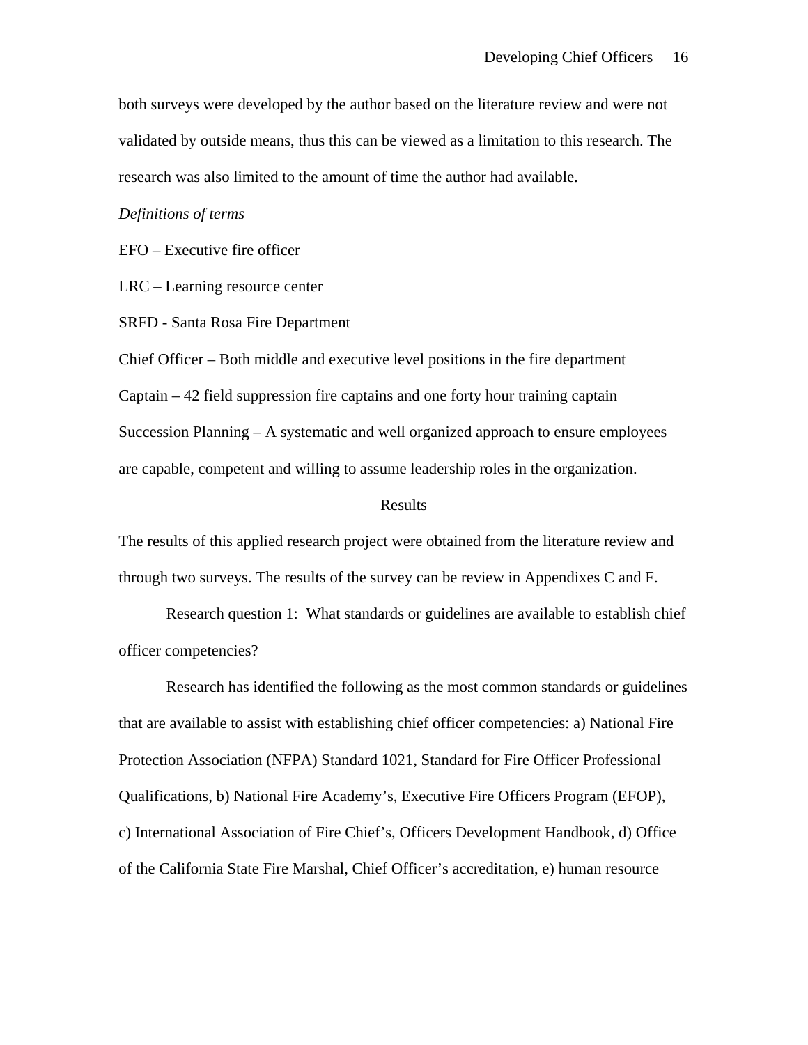both surveys were developed by the author based on the literature review and were not validated by outside means, thus this can be viewed as a limitation to this research. The research was also limited to the amount of time the author had available.

*Definitions of terms*

EFO – Executive fire officer

LRC – Learning resource center

SRFD - Santa Rosa Fire Department

Chief Officer – Both middle and executive level positions in the fire department

Captain – 42 field suppression fire captains and one forty hour training captain

Succession Planning – A systematic and well organized approach to ensure employees are capable, competent and willing to assume leadership roles in the organization.

## Results

The results of this applied research project were obtained from the literature review and through two surveys. The results of the survey can be review in Appendixes C and F.

Research question 1: What standards or guidelines are available to establish chief officer competencies?

Research has identified the following as the most common standards or guidelines that are available to assist with establishing chief officer competencies: a) National Fire Protection Association (NFPA) Standard 1021, Standard for Fire Officer Professional Qualifications, b) National Fire Academy's, Executive Fire Officers Program (EFOP), c) International Association of Fire Chief's, Officers Development Handbook, d) Office of the California State Fire Marshal, Chief Officer's accreditation, e) human resource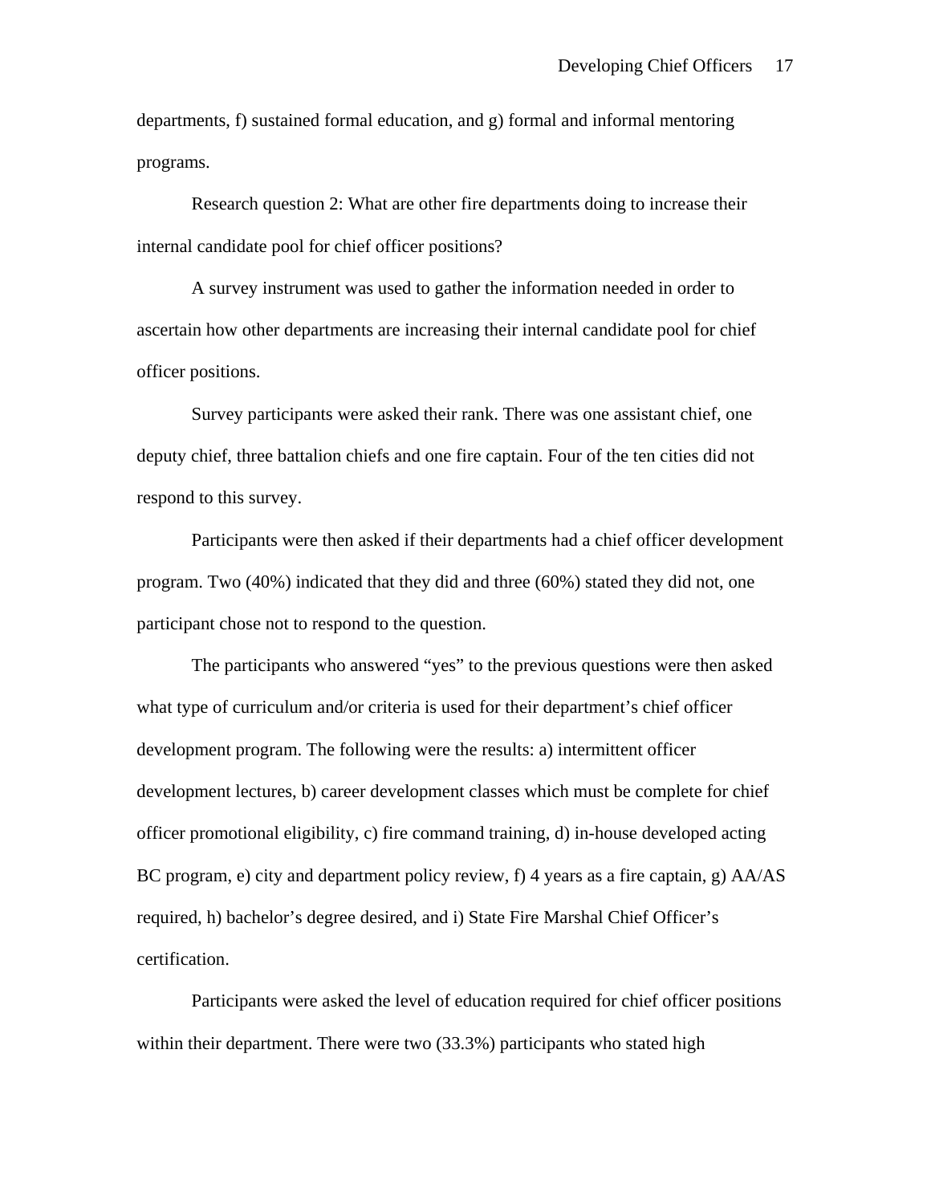departments, f) sustained formal education, and g) formal and informal mentoring programs.

Research question 2: What are other fire departments doing to increase their internal candidate pool for chief officer positions?

A survey instrument was used to gather the information needed in order to ascertain how other departments are increasing their internal candidate pool for chief officer positions.

Survey participants were asked their rank. There was one assistant chief, one deputy chief, three battalion chiefs and one fire captain. Four of the ten cities did not respond to this survey.

Participants were then asked if their departments had a chief officer development program. Two (40%) indicated that they did and three (60%) stated they did not, one participant chose not to respond to the question.

The participants who answered “yes” to the previous questions were then asked what type of curriculum and/or criteria is used for their department’s chief officer development program. The following were the results: a) intermittent officer development lectures, b) career development classes which must be complete for chief officer promotional eligibility, c) fire command training, d) in-house developed acting BC program, e) city and department policy review, f) 4 years as a fire captain, g) AA/AS required, h) bachelor’s degree desired, and i) State Fire Marshal Chief Officer’s certification.

Participants were asked the level of education required for chief officer positions within their department. There were two (33.3%) participants who stated high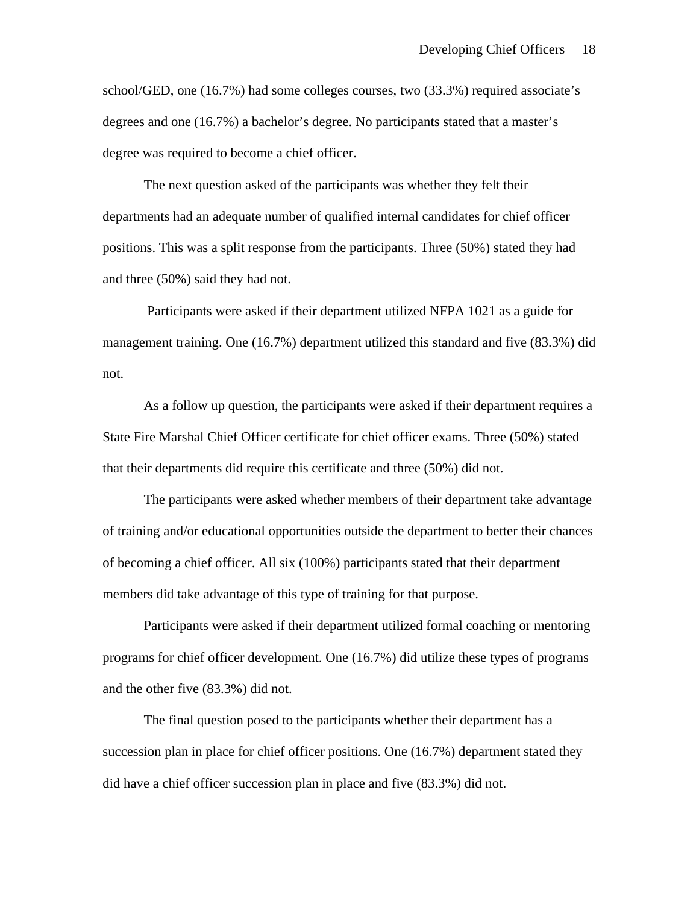school/GED, one (16.7%) had some colleges courses, two (33.3%) required associate's degrees and one (16.7%) a bachelor's degree. No participants stated that a master's degree was required to become a chief officer.

The next question asked of the participants was whether they felt their departments had an adequate number of qualified internal candidates for chief officer positions. This was a split response from the participants. Three (50%) stated they had and three (50%) said they had not.

Participants were asked if their department utilized NFPA 1021 as a guide for management training. One (16.7%) department utilized this standard and five (83.3%) did not.

As a follow up question, the participants were asked if their department requires a State Fire Marshal Chief Officer certificate for chief officer exams. Three (50%) stated that their departments did require this certificate and three (50%) did not.

The participants were asked whether members of their department take advantage of training and/or educational opportunities outside the department to better their chances of becoming a chief officer. All six (100%) participants stated that their department members did take advantage of this type of training for that purpose.

Participants were asked if their department utilized formal coaching or mentoring programs for chief officer development. One (16.7%) did utilize these types of programs and the other five (83.3%) did not.

The final question posed to the participants whether their department has a succession plan in place for chief officer positions. One (16.7%) department stated they did have a chief officer succession plan in place and five (83.3%) did not.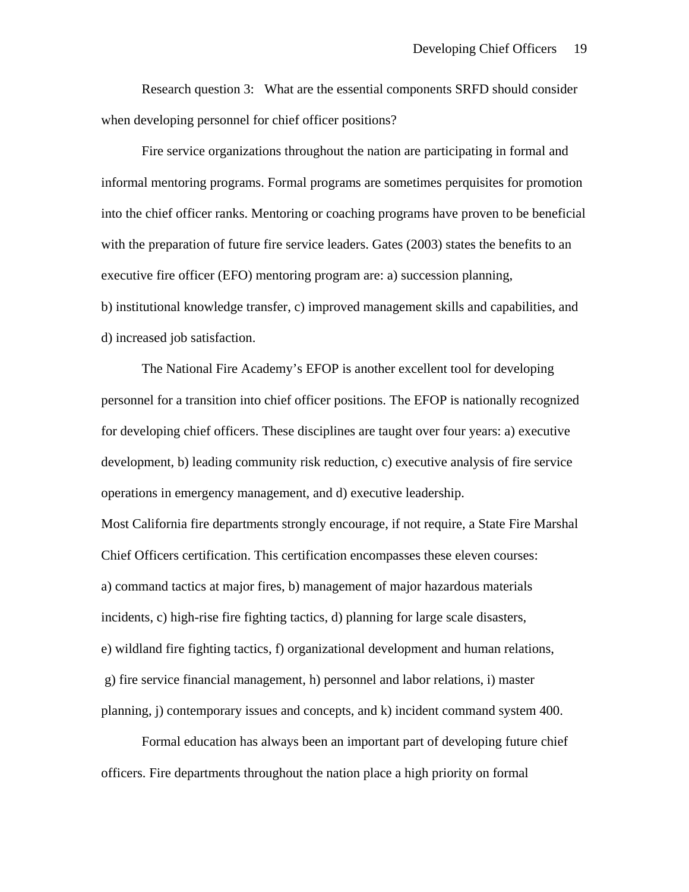Research question 3: What are the essential components SRFD should consider when developing personnel for chief officer positions?

Fire service organizations throughout the nation are participating in formal and informal mentoring programs. Formal programs are sometimes perquisites for promotion into the chief officer ranks. Mentoring or coaching programs have proven to be beneficial with the preparation of future fire service leaders. Gates (2003) states the benefits to an executive fire officer (EFO) mentoring program are: a) succession planning, b) institutional knowledge transfer, c) improved management skills and capabilities, and d) increased job satisfaction.

The National Fire Academy's EFOP is another excellent tool for developing personnel for a transition into chief officer positions. The EFOP is nationally recognized for developing chief officers. These disciplines are taught over four years: a) executive development, b) leading community risk reduction, c) executive analysis of fire service operations in emergency management, and d) executive leadership.

Most California fire departments strongly encourage, if not require, a State Fire Marshal Chief Officers certification. This certification encompasses these eleven courses: a) command tactics at major fires, b) management of major hazardous materials incidents, c) high-rise fire fighting tactics, d) planning for large scale disasters, e) wildland fire fighting tactics, f) organizational development and human relations, g) fire service financial management, h) personnel and labor relations, i) master planning, j) contemporary issues and concepts, and k) incident command system 400.

Formal education has always been an important part of developing future chief officers. Fire departments throughout the nation place a high priority on formal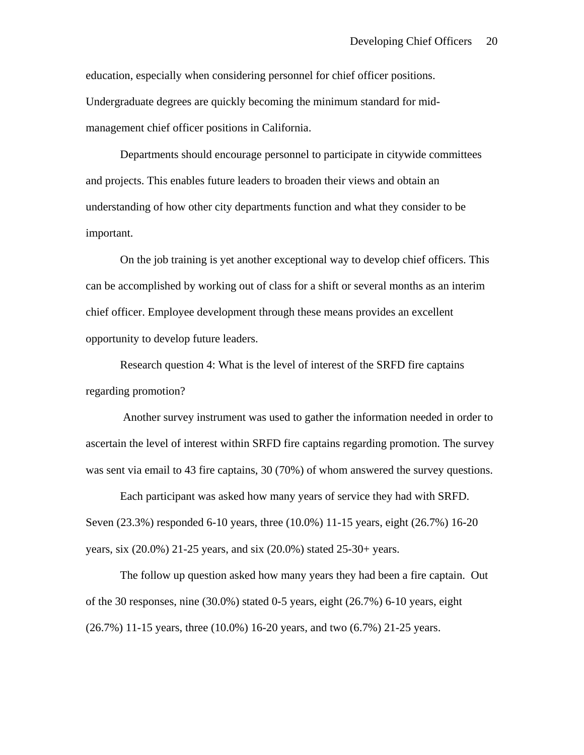education, especially when considering personnel for chief officer positions. Undergraduate degrees are quickly becoming the minimum standard for mid-management chief officer positions in California.

Departments should encourage personnel to participate in citywide committees and projects. This enables future leaders to broaden their views and obtain an understanding of how other city departments function and what they consider to be important.

On the job training is yet another exceptional way to develop chief officers. This can be accomplished by working out of class for a shift or several months as an interim chief officer. Employee development through these means provides an excellent opportunity to develop future leaders.

Research question 4: What is the level of interest of the SRFD fire captains regarding promotion?

Another survey instrument was used to gather the information needed in order to ascertain the level of interest within SRFD fire captains regarding promotion. The survey was sent via email to 43 fire captains, 30 (70%) of whom answered the survey questions.

Each participant was asked how many years of service they had with SRFD. Seven (23.3%) responded 6-10 years, three (10.0%) 11-15 years, eight (26.7%) 16-20 years, six (20.0%) 21-25 years, and six (20.0%) stated 25-30+ years.

The follow up question asked how many years they had been a fire captain. Out of the 30 responses, nine (30.0%) stated 0-5 years, eight (26.7%) 6-10 years, eight (26.7%) 11-15 years, three (10.0%) 16-20 years, and two (6.7%) 21-25 years.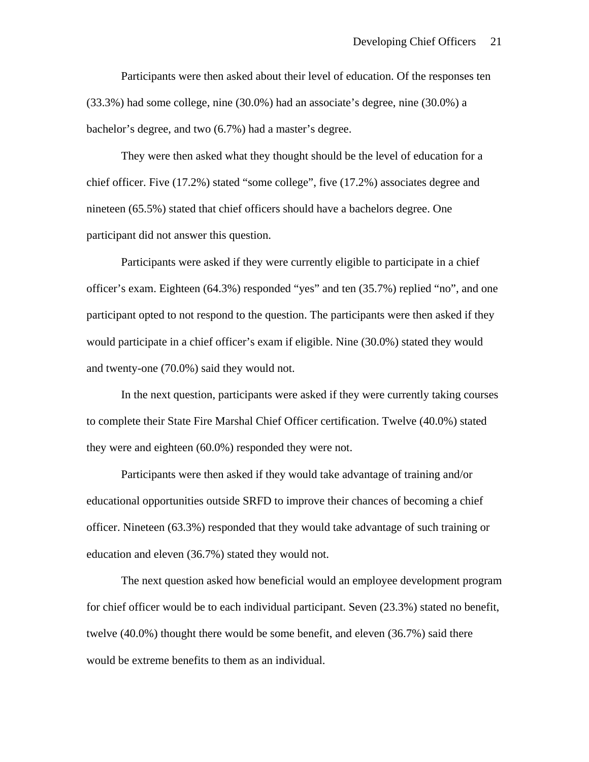Participants were then asked about their level of education. Of the responses ten (33.3%) had some college, nine (30.0%) had an associate's degree, nine (30.0%) a bachelor's degree, and two (6.7%) had a master's degree.

They were then asked what they thought should be the level of education for a chief officer. Five (17.2%) stated "some college", five (17.2%) associates degree and nineteen (65.5%) stated that chief officers should have a bachelors degree. One participant did not answer this question.

Participants were asked if they were currently eligible to participate in a chief officer's exam. Eighteen (64.3%) responded "yes" and ten (35.7%) replied "no", and one participant opted to not respond to the question. The participants were then asked if they would participate in a chief officer's exam if eligible. Nine (30.0%) stated they would and twenty-one (70.0%) said they would not.

In the next question, participants were asked if they were currently taking courses to complete their State Fire Marshal Chief Officer certification. Twelve (40.0%) stated they were and eighteen (60.0%) responded they were not.

Participants were then asked if they would take advantage of training and/or educational opportunities outside SRFD to improve their chances of becoming a chief officer. Nineteen (63.3%) responded that they would take advantage of such training or education and eleven (36.7%) stated they would not.

The next question asked how beneficial would an employee development program for chief officer would be to each individual participant. Seven (23.3%) stated no benefit, twelve (40.0%) thought there would be some benefit, and eleven (36.7%) said there would be extreme benefits to them as an individual.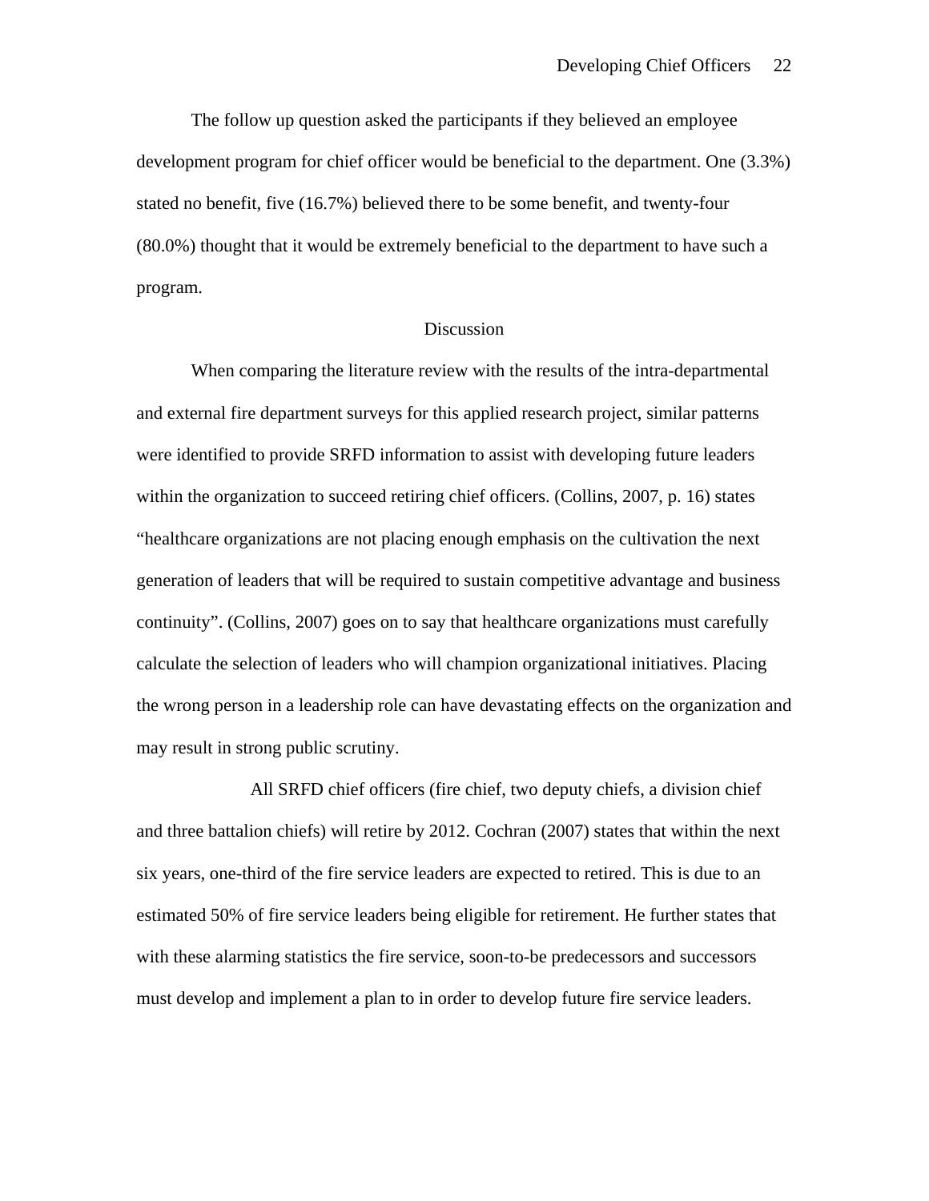The follow up question asked the participants if they believed an employee development program for chief officer would be beneficial to the department. One (3.3%) stated no benefit, five (16.7%) believed there to be some benefit, and twenty-four (80.0%) thought that it would be extremely beneficial to the department to have such a program.

## Discussion

When comparing the literature review with the results of the intra-departmental and external fire department surveys for this applied research project, similar patterns were identified to provide SRFD information to assist with developing future leaders within the organization to succeed retiring chief officers. (Collins, 2007, p. 16) states "healthcare organizations are not placing enough emphasis on the cultivation the next generation of leaders that will be required to sustain competitive advantage and business continuity". (Collins, 2007) goes on to say that healthcare organizations must carefully calculate the selection of leaders who will champion organizational initiatives. Placing the wrong person in a leadership role can have devastating effects on the organization and may result in strong public scrutiny.

All SRFD chief officers (fire chief, two deputy chiefs, a division chief and three battalion chiefs) will retire by 2012. Cochran (2007) states that within the next six years, one-third of the fire service leaders are expected to retired. This is due to an estimated 50% of fire service leaders being eligible for retirement. He further states that with these alarming statistics the fire service, soon-to-be predecessors and successors must develop and implement a plan to in order to develop future fire service leaders.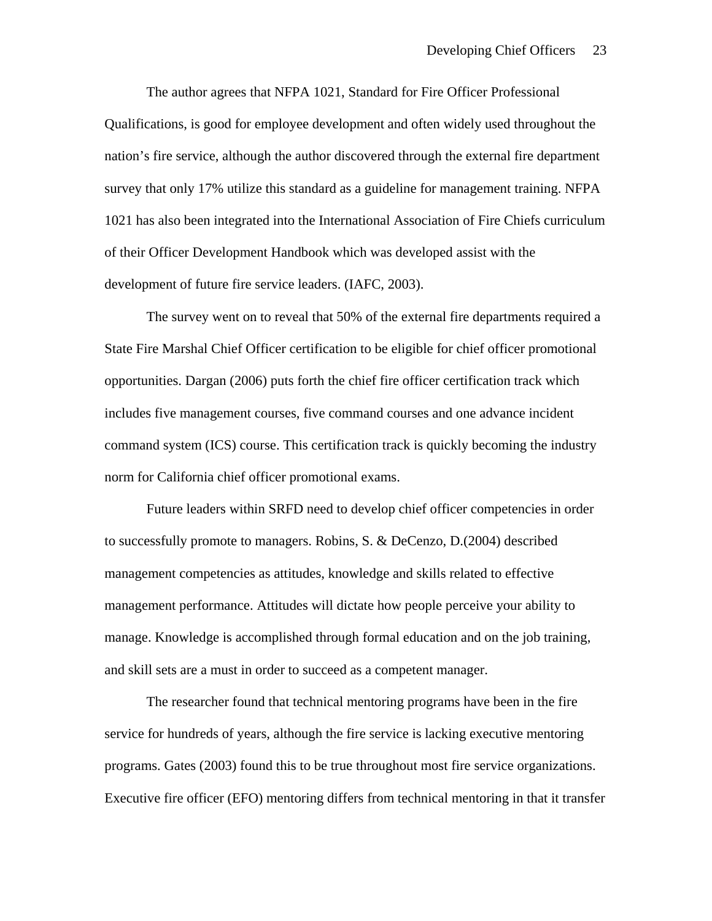The author agrees that NFPA 1021, Standard for Fire Officer Professional Qualifications, is good for employee development and often widely used throughout the nation's fire service, although the author discovered through the external fire department survey that only 17% utilize this standard as a guideline for management training. NFPA 1021 has also been integrated into the International Association of Fire Chiefs curriculum of their Officer Development Handbook which was developed assist with the development of future fire service leaders. (IAFC, 2003).

The survey went on to reveal that 50% of the external fire departments required a State Fire Marshal Chief Officer certification to be eligible for chief officer promotional opportunities. Dargan (2006) puts forth the chief fire officer certification track which includes five management courses, five command courses and one advance incident command system (ICS) course. This certification track is quickly becoming the industry norm for California chief officer promotional exams.

Future leaders within SRFD need to develop chief officer competencies in order to successfully promote to managers. Robins, S. & DeCenzo, D.(2004) described management competencies as attitudes, knowledge and skills related to effective management performance. Attitudes will dictate how people perceive your ability to manage. Knowledge is accomplished through formal education and on the job training, and skill sets are a must in order to succeed as a competent manager.

The researcher found that technical mentoring programs have been in the fire service for hundreds of years, although the fire service is lacking executive mentoring programs. Gates (2003) found this to be true throughout most fire service organizations. Executive fire officer (EFO) mentoring differs from technical mentoring in that it transfer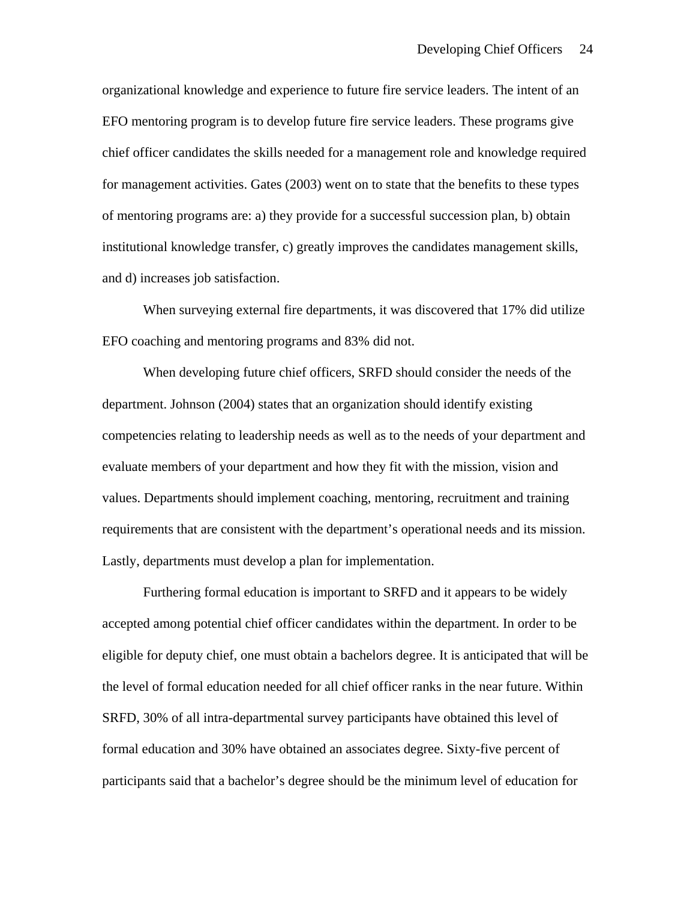organizational knowledge and experience to future fire service leaders. The intent of an EFO mentoring program is to develop future fire service leaders. These programs give chief officer candidates the skills needed for a management role and knowledge required for management activities. Gates (2003) went on to state that the benefits to these types of mentoring programs are: a) they provide for a successful succession plan, b) obtain institutional knowledge transfer, c) greatly improves the candidates management skills, and d) increases job satisfaction.

When surveying external fire departments, it was discovered that 17% did utilize EFO coaching and mentoring programs and 83% did not.

When developing future chief officers, SRFD should consider the needs of the department. Johnson (2004) states that an organization should identify existing competencies relating to leadership needs as well as to the needs of your department and evaluate members of your department and how they fit with the mission, vision and values. Departments should implement coaching, mentoring, recruitment and training requirements that are consistent with the department's operational needs and its mission. Lastly, departments must develop a plan for implementation.

Furthering formal education is important to SRFD and it appears to be widely accepted among potential chief officer candidates within the department. In order to be eligible for deputy chief, one must obtain a bachelors degree. It is anticipated that will be the level of formal education needed for all chief officer ranks in the near future. Within SRFD, 30% of all intra-departmental survey participants have obtained this level of formal education and 30% have obtained an associates degree. Sixty-five percent of participants said that a bachelor's degree should be the minimum level of education for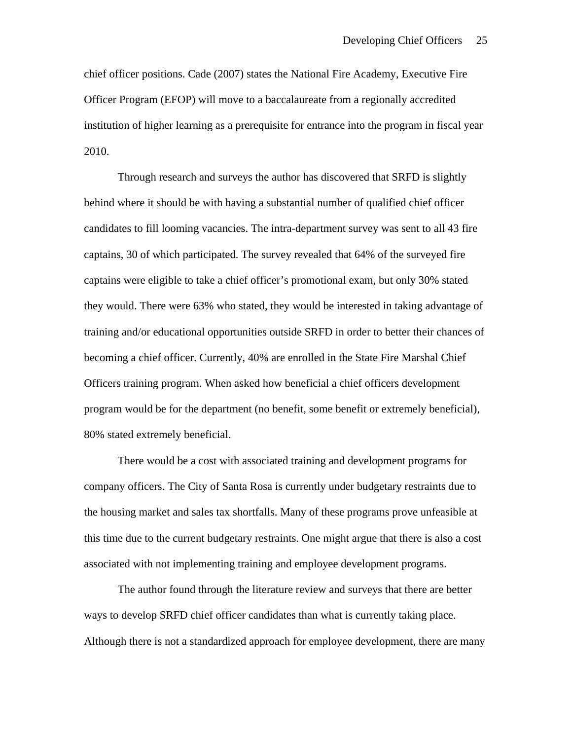chief officer positions. Cade (2007) states the National Fire Academy, Executive Fire Officer Program (EFOP) will move to a baccalaureate from a regionally accredited institution of higher learning as a prerequisite for entrance into the program in fiscal year 2010.

Through research and surveys the author has discovered that SRFD is slightly behind where it should be with having a substantial number of qualified chief officer candidates to fill looming vacancies. The intra-department survey was sent to all 43 fire captains, 30 of which participated. The survey revealed that 64% of the surveyed fire captains were eligible to take a chief officer's promotional exam, but only 30% stated they would. There were 63% who stated, they would be interested in taking advantage of training and/or educational opportunities outside SRFD in order to better their chances of becoming a chief officer. Currently, 40% are enrolled in the State Fire Marshal Chief Officers training program. When asked how beneficial a chief officers development program would be for the department (no benefit, some benefit or extremely beneficial), 80% stated extremely beneficial.

There would be a cost with associated training and development programs for company officers. The City of Santa Rosa is currently under budgetary restraints due to the housing market and sales tax shortfalls. Many of these programs prove unfeasible at this time due to the current budgetary restraints. One might argue that there is also a cost associated with not implementing training and employee development programs.

The author found through the literature review and surveys that there are better ways to develop SRFD chief officer candidates than what is currently taking place. Although there is not a standardized approach for employee development, there are many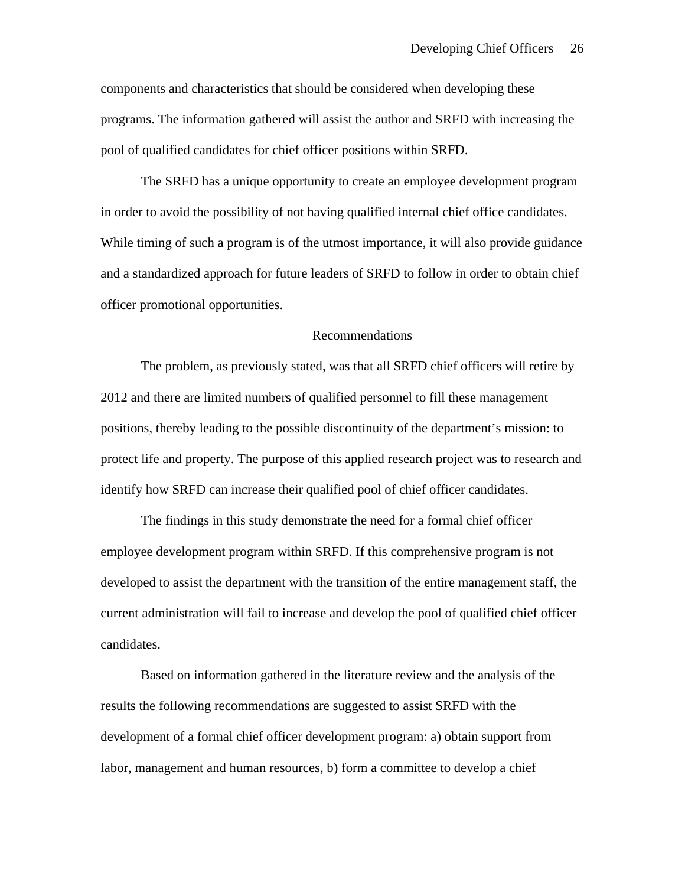components and characteristics that should be considered when developing these programs. The information gathered will assist the author and SRFD with increasing the pool of qualified candidates for chief officer positions within SRFD.

The SRFD has a unique opportunity to create an employee development program in order to avoid the possibility of not having qualified internal chief office candidates. While timing of such a program is of the utmost importance, it will also provide guidance and a standardized approach for future leaders of SRFD to follow in order to obtain chief officer promotional opportunities.

## Recommendations

The problem, as previously stated, was that all SRFD chief officers will retire by 2012 and there are limited numbers of qualified personnel to fill these management positions, thereby leading to the possible discontinuity of the department's mission: to protect life and property. The purpose of this applied research project was to research and identify how SRFD can increase their qualified pool of chief officer candidates.

The findings in this study demonstrate the need for a formal chief officer employee development program within SRFD. If this comprehensive program is not developed to assist the department with the transition of the entire management staff, the current administration will fail to increase and develop the pool of qualified chief officer candidates.

Based on information gathered in the literature review and the analysis of the results the following recommendations are suggested to assist SRFD with the development of a formal chief officer development program: a) obtain support from labor, management and human resources, b) form a committee to develop a chief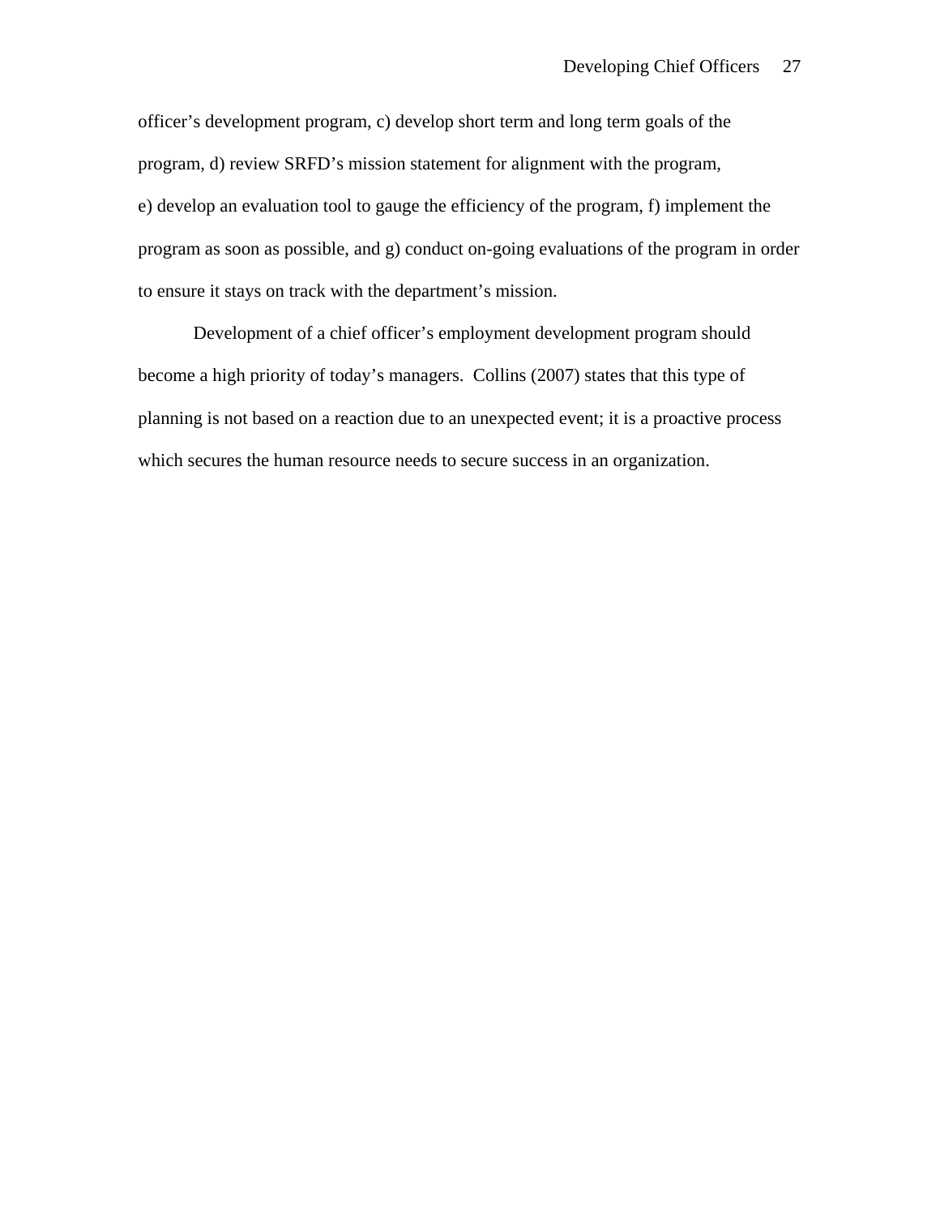officer’s development program, c) develop short term and long term goals of the program, d) review SRFD’s mission statement for alignment with the program, e) develop an evaluation tool to gauge the efficiency of the program, f) implement the program as soon as possible, and g) conduct on-going evaluations of the program in order to ensure it stays on track with the department’s mission.

Development of a chief officer’s employment development program should become a high priority of today’s managers. Collins (2007) states that this type of planning is not based on a reaction due to an unexpected event; it is a proactive process which secures the human resource needs to secure success in an organization.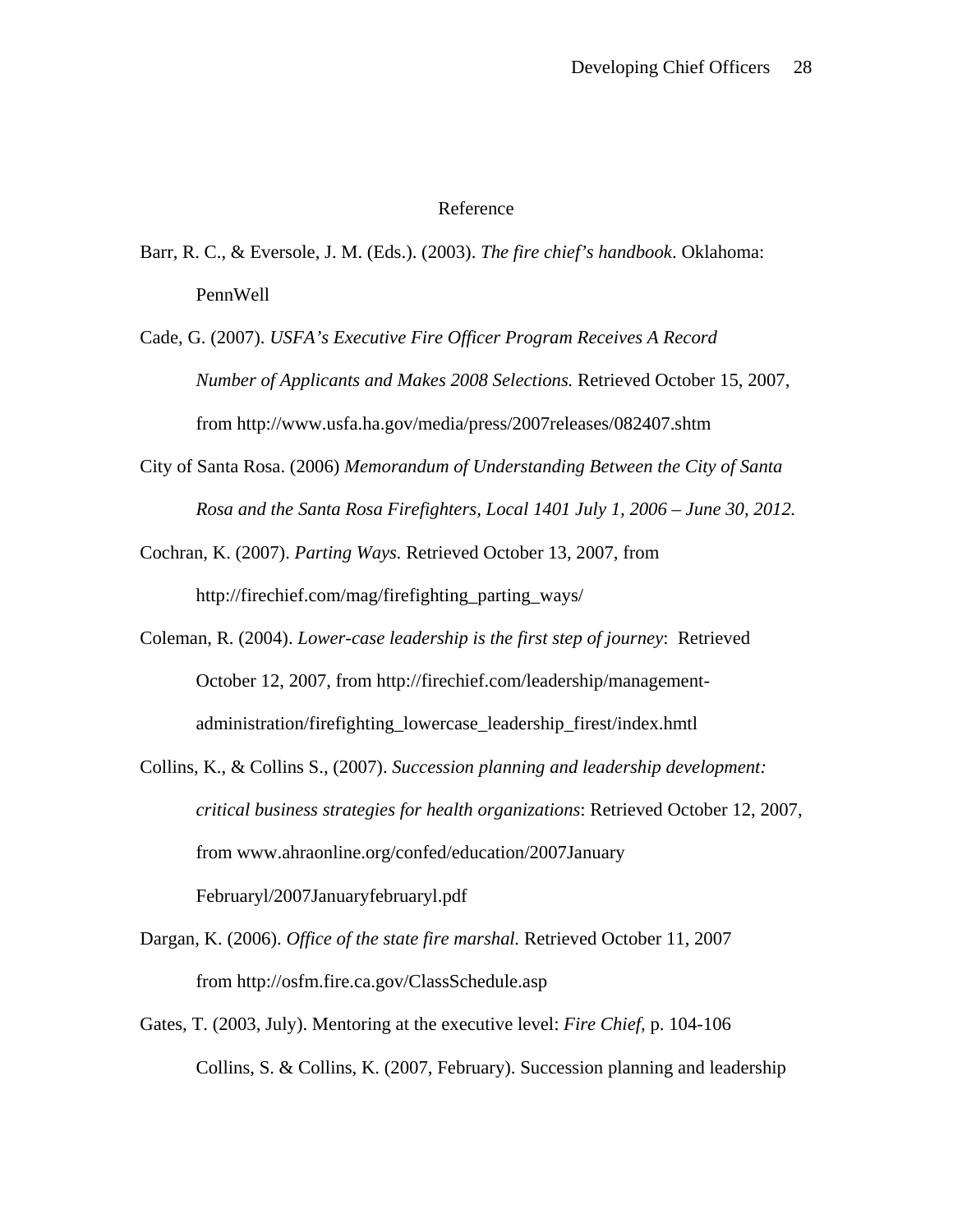# Reference

Barr, R. C., & Eversole, J. M. (Eds.). (2003). *The fire chief's handbook*. Oklahoma: PennWell

Cade, G. (2007). *USFA's Executive Fire Officer Program Receives A Record Number of Applicants and Makes 2008 Selections.* Retrieved October 15, 2007, from http://www.usfa.ha.gov/media/press/2007releases/082407.shtm

City of Santa Rosa. (2006) *Memorandum of Understanding Between the City of Santa Rosa and the Santa Rosa Firefighters, Local 1401 July 1, 2006 – June 30, 2012.*

Cochran, K. (2007). *Parting Ways.* Retrieved October 13, 2007, from http://firechief.com/mag/firefighting_parting_ways/

Coleman, R. (2004). *Lower-case leadership is the first step of journey*: Retrieved October 12, 2007, from http://firechief.com/leadership/management-administration/firefighting_lowercase_leadership_firest/index.hmtl

Collins, K., & Collins S., (2007). *Succession planning and leadership development: critical business strategies for health organizations*: Retrieved October 12, 2007, from www.ahraonline.org/confed/education/2007January Februaryl/2007Januaryfebruaryl.pdf

Dargan, K. (2006). *Office of the state fire marshal.* Retrieved October 11, 2007 from http://osfm.fire.ca.gov/ClassSchedule.asp

Gates, T. (2003, July). Mentoring at the executive level: *Fire Chief,* p. 104-106 Collins, S. & Collins, K. (2007, February). Succession planning and leadership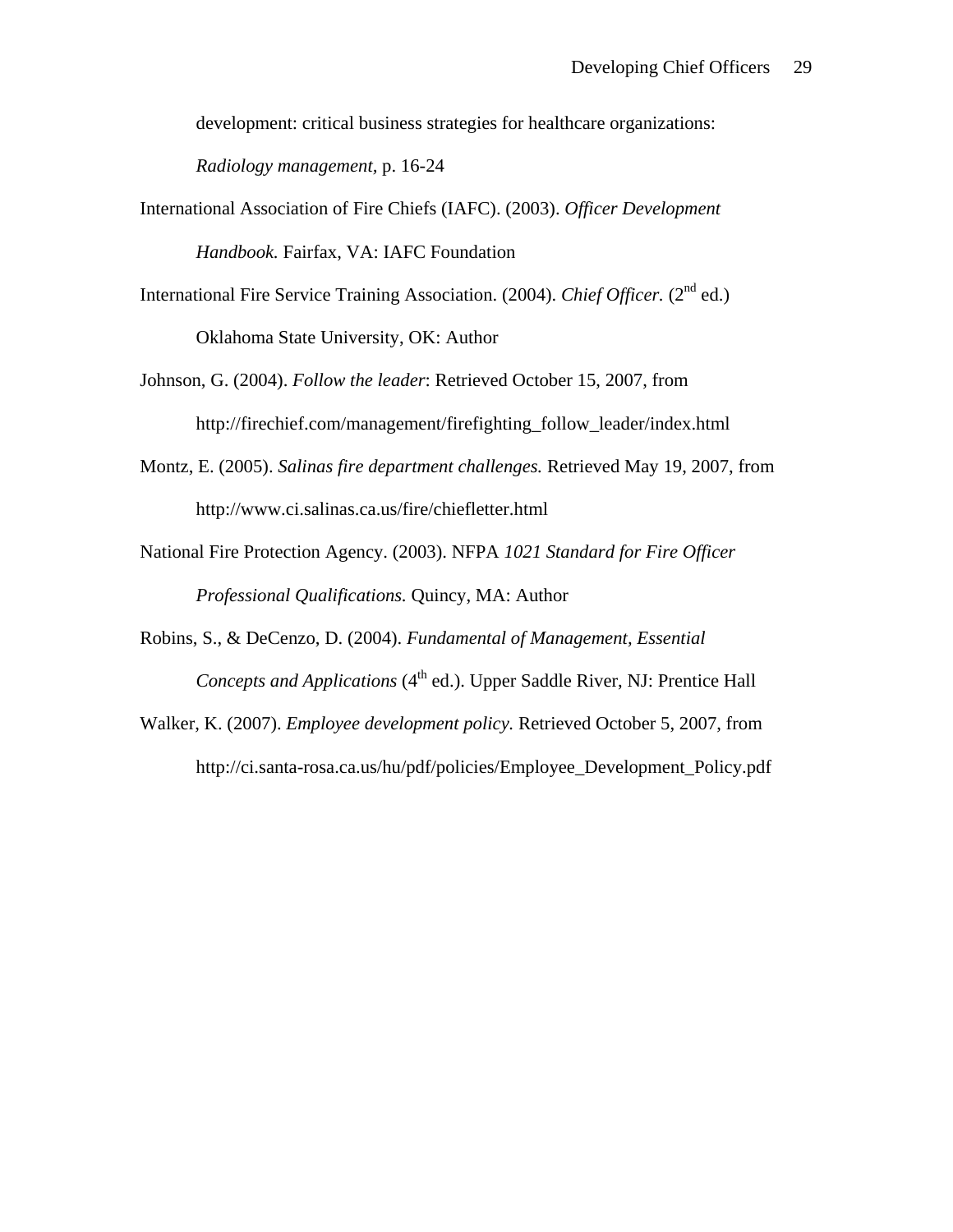development: critical business strategies for healthcare organizations: *Radiology management*, p. 16-24

International Association of Fire Chiefs (IAFC). (2003). *Officer Development Handbook.* Fairfax, VA: IAFC Foundation

International Fire Service Training Association. (2004). *Chief Officer.* (2nd ed.) Oklahoma State University, OK: Author

Johnson, G. (2004). *Follow the leader*: Retrieved October 15, 2007, from http://firechief.com/management/firefighting_follow_leader/index.html

Montz, E. (2005). *Salinas fire department challenges.* Retrieved May 19, 2007, from http://www.ci.salinas.ca.us/fire/chiefletter.html

National Fire Protection Agency. (2003). NFPA *1021 Standard for Fire Officer Professional Qualifications.* Quincy, MA: Author

Robins, S., & DeCenzo, D. (2004). *Fundamental of Management, Essential Concepts and Applications* (4th ed.). Upper Saddle River, NJ: Prentice Hall

Walker, K. (2007). *Employee development policy.* Retrieved October 5, 2007, from http://ci.santa-rosa.ca.us/hu/pdf/policies/Employee_Development_Policy.pdf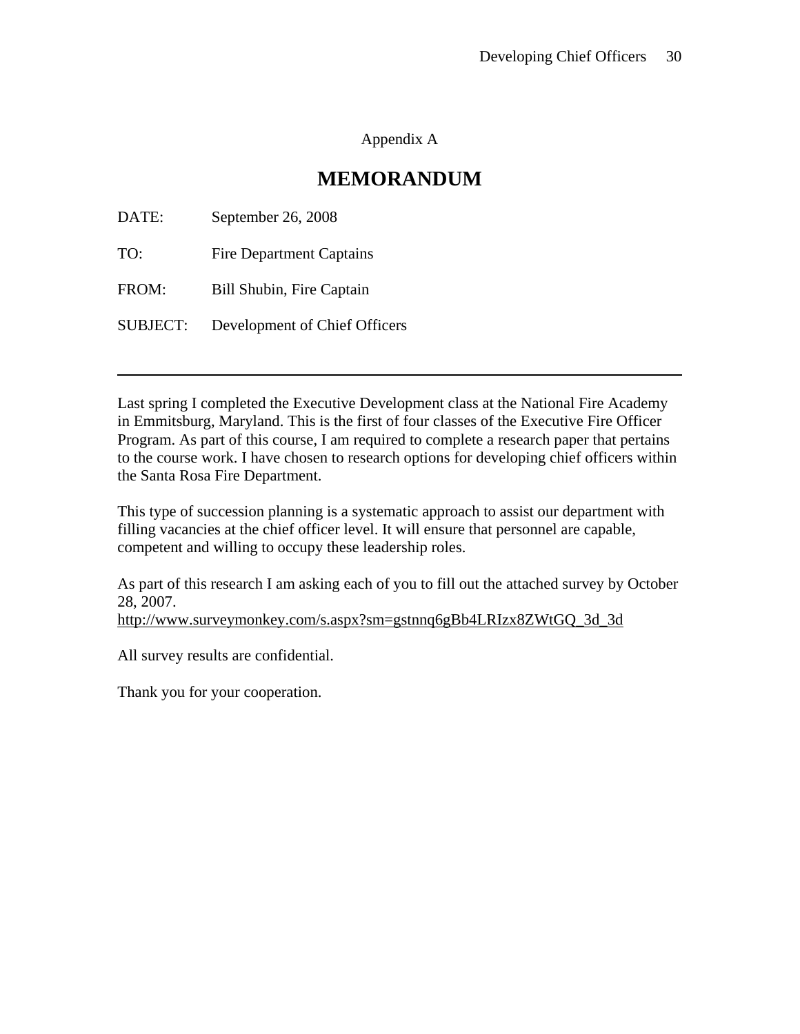Appendix A

# MEMORANDUM

DATE: September 26, 2008

TO: Fire Department Captains

FROM: Bill Shubin, Fire Captain

SUBJECT: Development of Chief Officers

---

Last spring I completed the Executive Development class at the National Fire Academy in Emmitsburg, Maryland. This is the first of four classes of the Executive Fire Officer Program. As part of this course, I am required to complete a research paper that pertains to the course work. I have chosen to research options for developing chief officers within the Santa Rosa Fire Department.

This type of succession planning is a systematic approach to assist our department with filling vacancies at the chief officer level. It will ensure that personnel are capable, competent and willing to occupy these leadership roles.

As part of this research I am asking each of you to fill out the attached survey by October 28, 2007.
http://www.surveymonkey.com/s.aspx?sm=gstnnq6gBb4LRIzx8ZWtGQ_3d_3d

All survey results are confidential.

Thank you for your cooperation.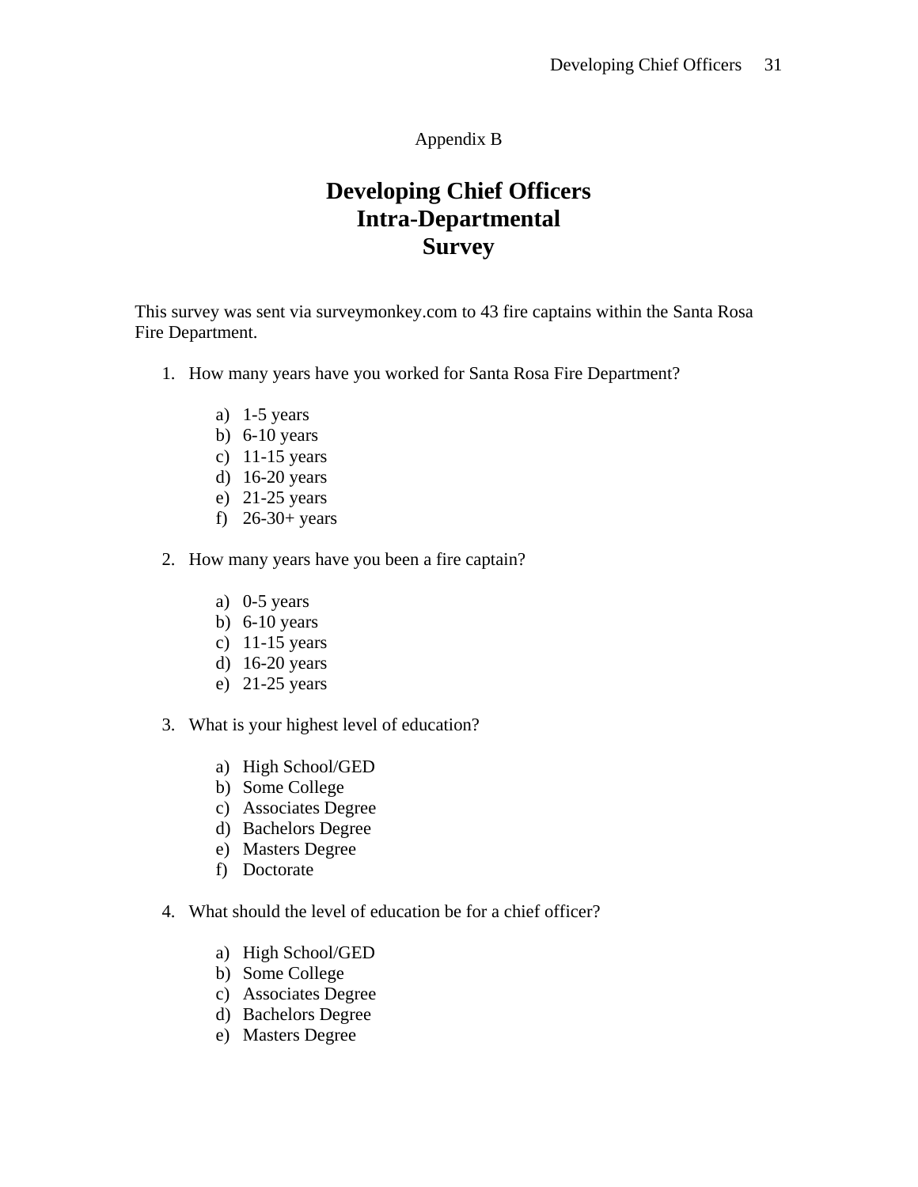Appendix B

# Developing Chief Officers
# Intra-Departmental
# Survey

This survey was sent via surveymonkey.com to 43 fire captains within the Santa Rosa Fire Department.

1. How many years have you worked for Santa Rosa Fire Department?

   a) 1-5 years
   b) 6-10 years
   c) 11-15 years
   d) 16-20 years
   e) 21-25 years
   f) 26-30+ years

2. How many years have you been a fire captain?

   a) 0-5 years
   b) 6-10 years
   c) 11-15 years
   d) 16-20 years
   e) 21-25 years

3. What is your highest level of education?

   a) High School/GED
   b) Some College
   c) Associates Degree
   d) Bachelors Degree
   e) Masters Degree
   f) Doctorate

4. What should the level of education be for a chief officer?

   a) High School/GED
   b) Some College
   c) Associates Degree
   d) Bachelors Degree
   e) Masters Degree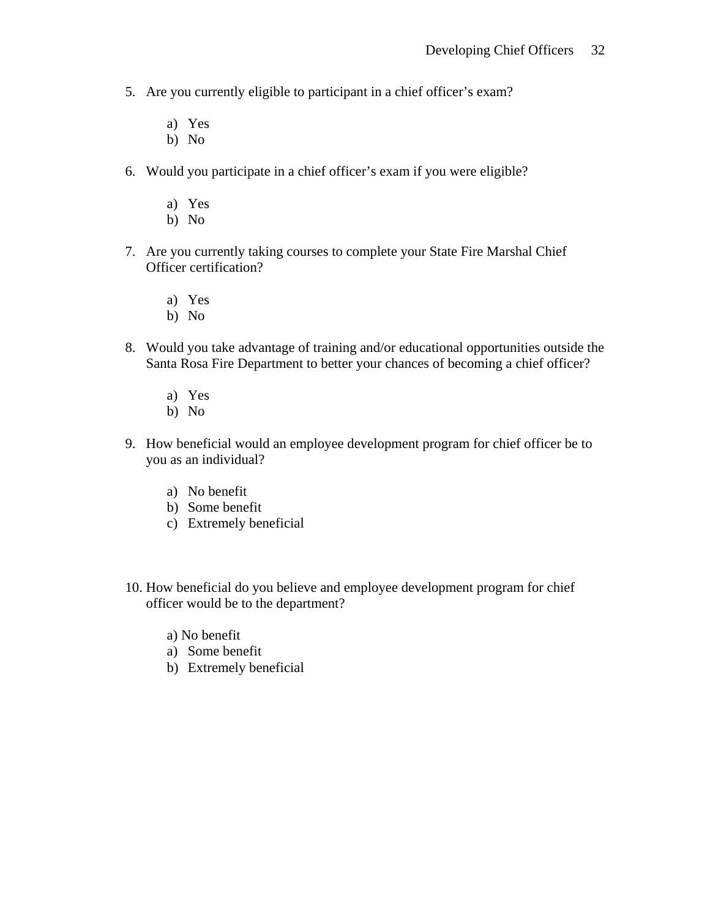5. Are you currently eligible to participant in a chief officer's exam?

    a) Yes
    b) No

6. Would you participate in a chief officer's exam if you were eligible?

    a) Yes
    b) No

7. Are you currently taking courses to complete your State Fire Marshal Chief Officer certification?

    a) Yes
    b) No

8. Would you take advantage of training and/or educational opportunities outside the Santa Rosa Fire Department to better your chances of becoming a chief officer?

    a) Yes
    b) No

9. How beneficial would an employee development program for chief officer be to you as an individual?

    a) No benefit
    b) Some benefit
    c) Extremely beneficial

10. How beneficial do you believe and employee development program for chief officer would be to the department?

    a) No benefit
    a) Some benefit
    b) Extremely beneficial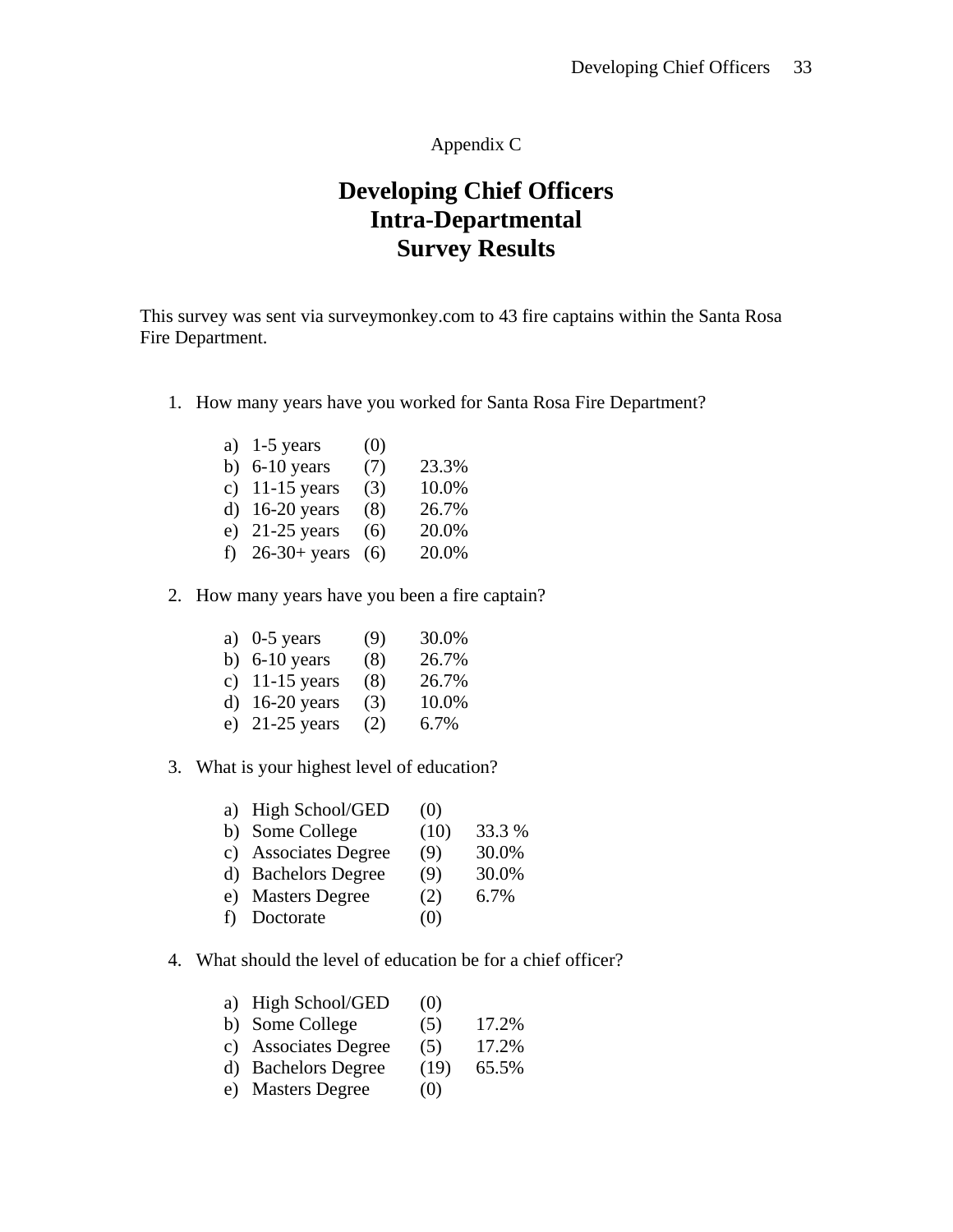Appendix C

# Developing Chief Officers
# Intra-Departmental
# Survey Results

This survey was sent via surveymonkey.com to 43 fire captains within the Santa Rosa Fire Department.

1. How many years have you worked for Santa Rosa Fire Department?

   a) 1-5 years (0)
   b) 6-10 years (7) 23.3%
   c) 11-15 years (3) 10.0%
   d) 16-20 years (8) 26.7%
   e) 21-25 years (6) 20.0%
   f) 26-30+ years (6) 20.0%

2. How many years have you been a fire captain?

   a) 0-5 years (9) 30.0%
   b) 6-10 years (8) 26.7%
   c) 11-15 years (8) 26.7%
   d) 16-20 years (3) 10.0%
   e) 21-25 years (2) 6.7%

3. What is your highest level of education?

   a) High School/GED (0)
   b) Some College (10) 33.3 %
   c) Associates Degree (9) 30.0%
   d) Bachelors Degree (9) 30.0%
   e) Masters Degree (2) 6.7%
   f) Doctorate (0)

4. What should the level of education be for a chief officer?

   a) High School/GED (0)
   b) Some College (5) 17.2%
   c) Associates Degree (5) 17.2%
   d) Bachelors Degree (19) 65.5%
   e) Masters Degree (0)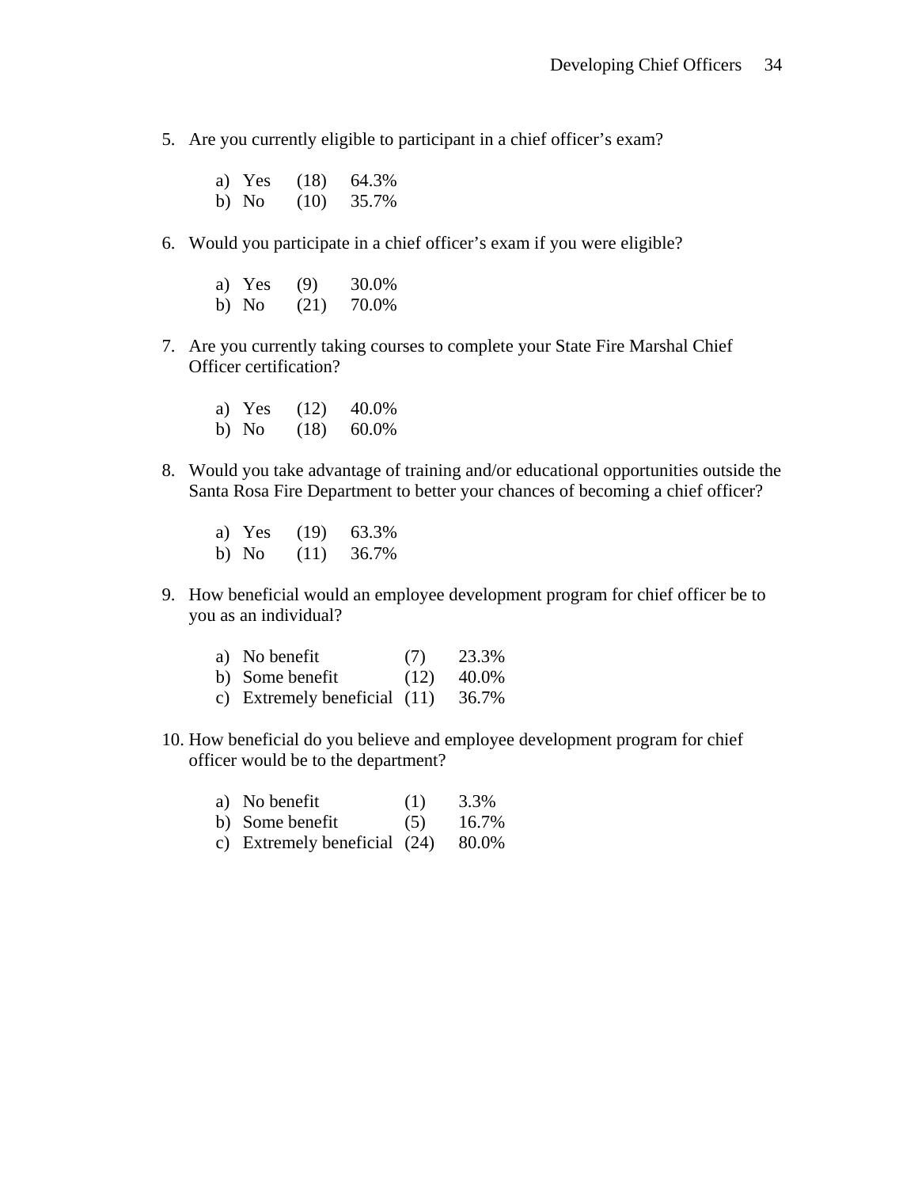5. Are you currently eligible to participant in a chief officer's exam?

   a) Yes (18) 64.3%
   b) No (10) 35.7%

6. Would you participate in a chief officer's exam if you were eligible?

   a) Yes (9) 30.0%
   b) No (21) 70.0%

7. Are you currently taking courses to complete your State Fire Marshal Chief Officer certification?

   a) Yes (12) 40.0%
   b) No (18) 60.0%

8. Would you take advantage of training and/or educational opportunities outside the Santa Rosa Fire Department to better your chances of becoming a chief officer?

   a) Yes (19) 63.3%
   b) No (11) 36.7%

9. How beneficial would an employee development program for chief officer be to you as an individual?

   a) No benefit (7) 23.3%
   b) Some benefit (12) 40.0%
   c) Extremely beneficial (11) 36.7%

10. How beneficial do you believe and employee development program for chief officer would be to the department?

    a) No benefit (1) 3.3%
    b) Some benefit (5) 16.7%
    c) Extremely beneficial (24) 80.0%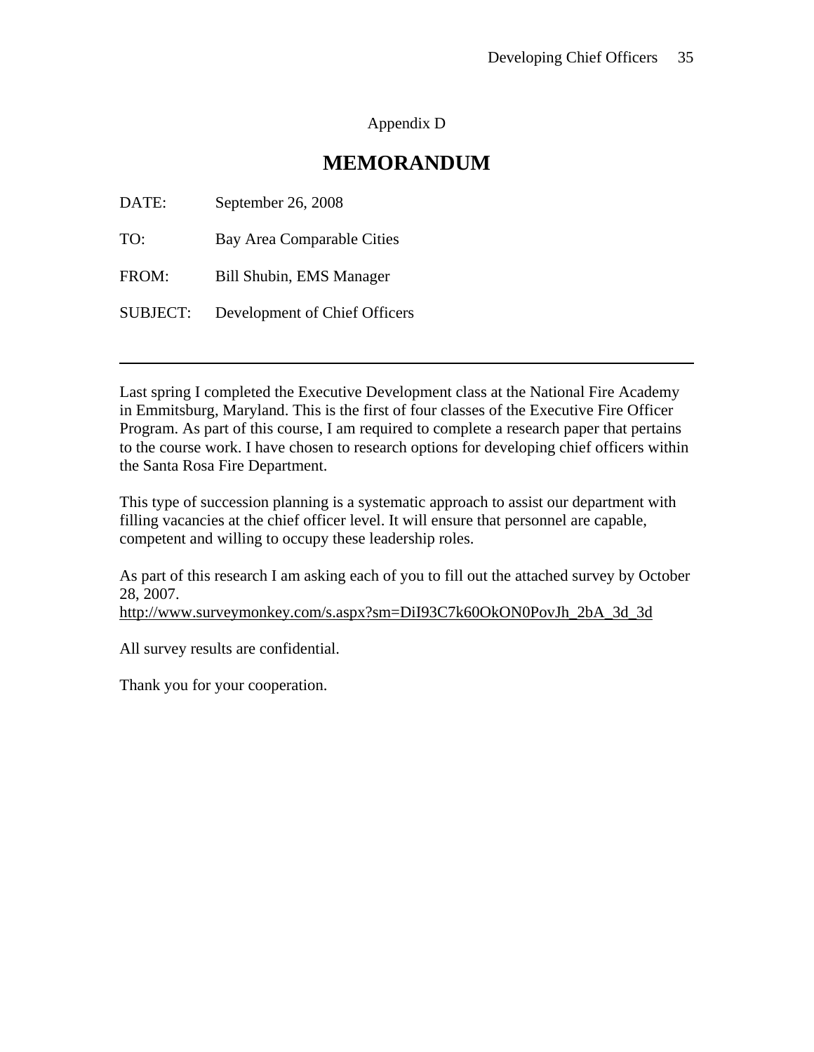Appendix D

# MEMORANDUM

DATE: September 26, 2008

TO: Bay Area Comparable Cities

FROM: Bill Shubin, EMS Manager

SUBJECT: Development of Chief Officers

---

Last spring I completed the Executive Development class at the National Fire Academy in Emmitsburg, Maryland. This is the first of four classes of the Executive Fire Officer Program. As part of this course, I am required to complete a research paper that pertains to the course work. I have chosen to research options for developing chief officers within the Santa Rosa Fire Department.

This type of succession planning is a systematic approach to assist our department with filling vacancies at the chief officer level. It will ensure that personnel are capable, competent and willing to occupy these leadership roles.

As part of this research I am asking each of you to fill out the attached survey by October 28, 2007.
http://www.surveymonkey.com/s.aspx?sm=DiI93C7k60OkON0PovJh_2bA_3d_3d

All survey results are confidential.

Thank you for your cooperation.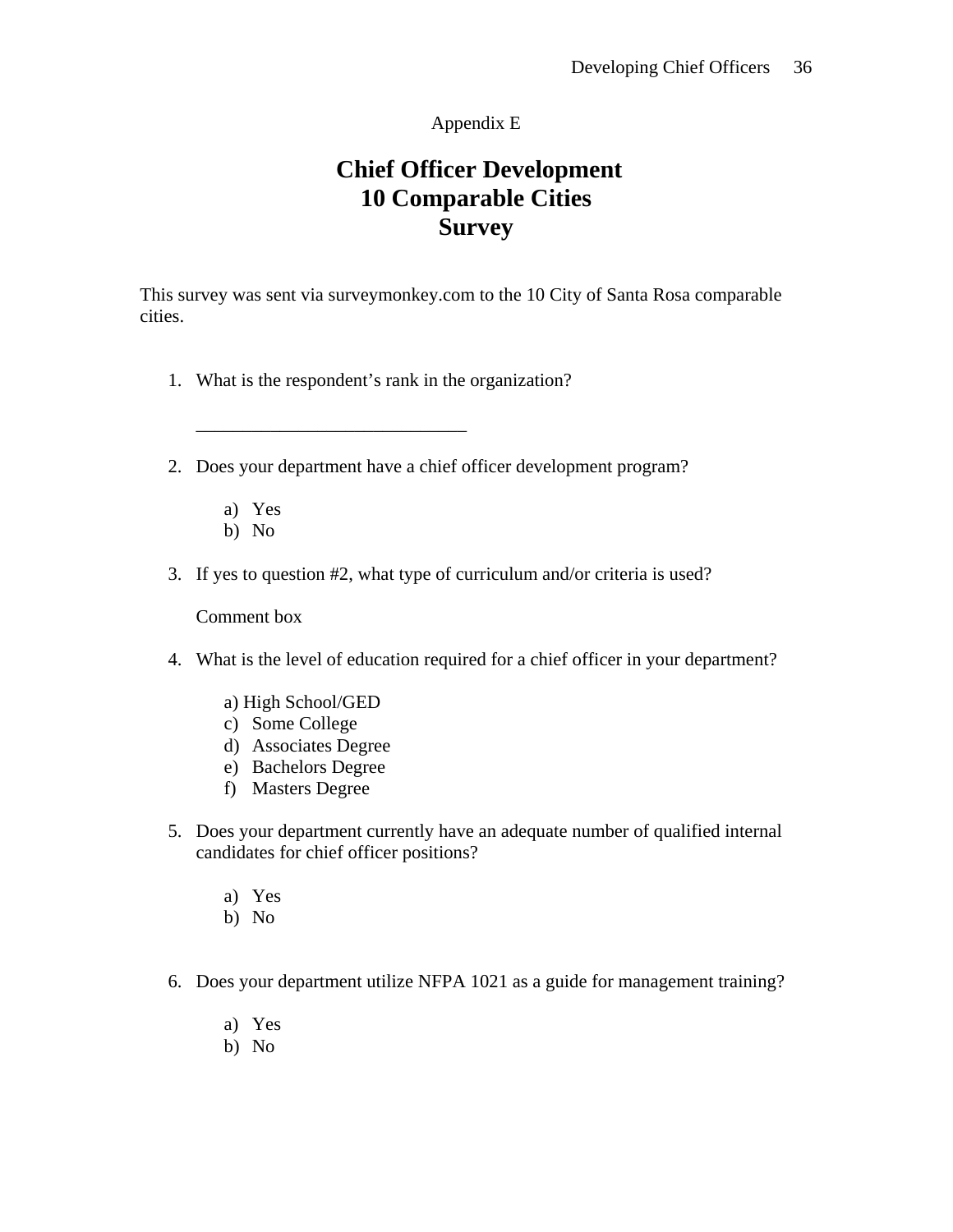Appendix E

# Chief Officer Development
# 10 Comparable Cities
# Survey

This survey was sent via surveymonkey.com to the 10 City of Santa Rosa comparable cities.

1. What is the respondent's rank in the organization?

   _____________________________

2. Does your department have a chief officer development program?

   a) Yes
   b) No

3. If yes to question #2, what type of curriculum and/or criteria is used?

   Comment box

4. What is the level of education required for a chief officer in your department?

   a) High School/GED
   c) Some College
   d) Associates Degree
   e) Bachelors Degree
   f) Masters Degree

5. Does your department currently have an adequate number of qualified internal candidates for chief officer positions?

   a) Yes
   b) No

6. Does your department utilize NFPA 1021 as a guide for management training?

   a) Yes
   b) No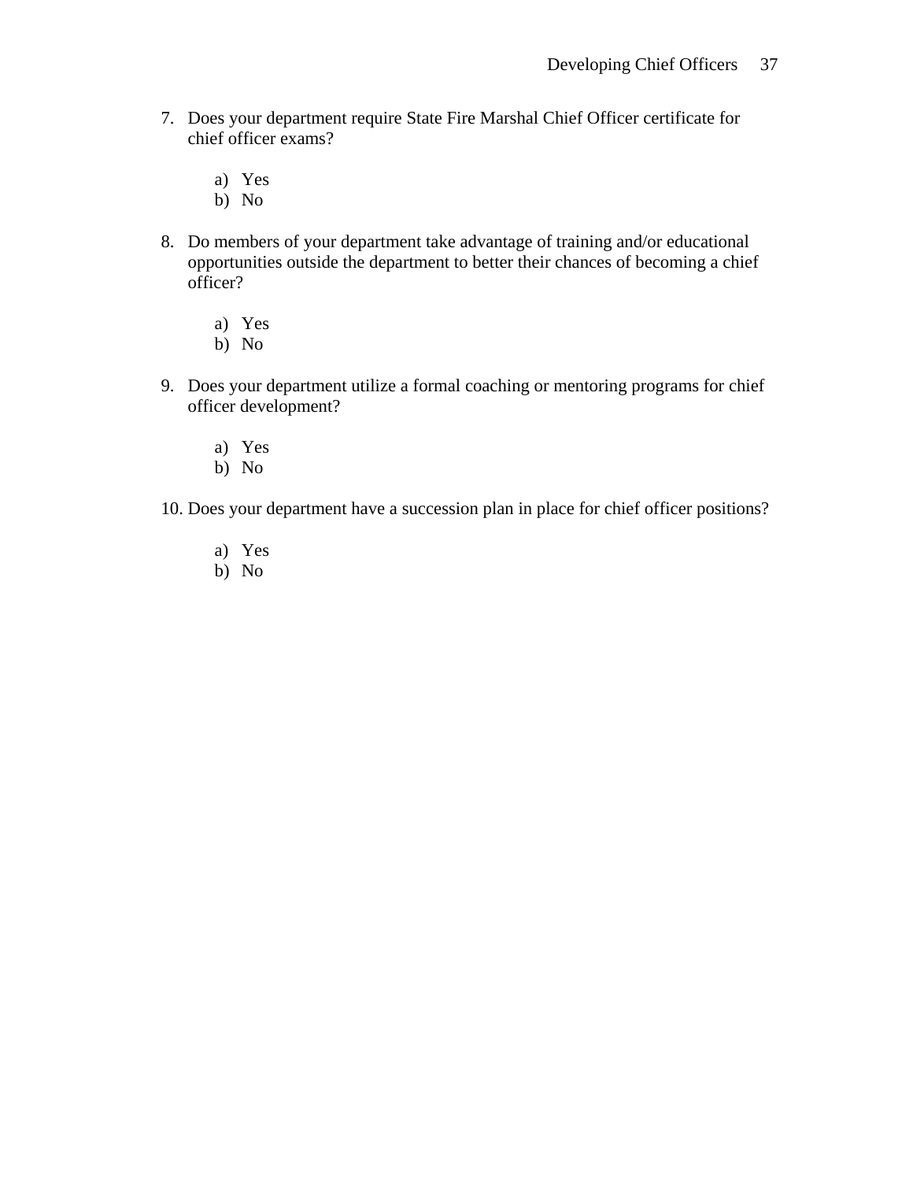7. Does your department require State Fire Marshal Chief Officer certificate for chief officer exams?

   a) Yes
   b) No

8. Do members of your department take advantage of training and/or educational opportunities outside the department to better their chances of becoming a chief officer?

   a) Yes
   b) No

9. Does your department utilize a formal coaching or mentoring programs for chief officer development?

   a) Yes
   b) No

10. Does your department have a succession plan in place for chief officer positions?

    a) Yes
    b) No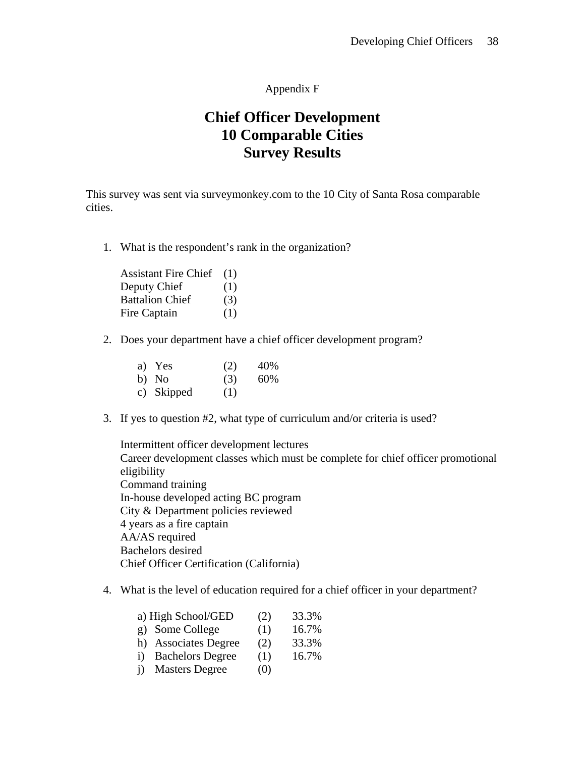Appendix F

# Chief Officer Development
# 10 Comparable Cities
# Survey Results

This survey was sent via surveymonkey.com to the 10 City of Santa Rosa comparable cities.

1. What is the respondent's rank in the organization?

   Assistant Fire Chief (1)
   Deputy Chief (1)
   Battalion Chief (3)
   Fire Captain (1)

2. Does your department have a chief officer development program?

   a) Yes (2) 40%
   b) No (3) 60%
   c) Skipped (1)

3. If yes to question #2, what type of curriculum and/or criteria is used?

   Intermittent officer development lectures
   Career development classes which must be complete for chief officer promotional eligibility
   Command training
   In-house developed acting BC program
   City & Department policies reviewed
   4 years as a fire captain
   AA/AS required
   Bachelors desired
   Chief Officer Certification (California)

4. What is the level of education required for a chief officer in your department?

   a) High School/GED (2) 33.3%
   g) Some College (1) 16.7%
   h) Associates Degree (2) 33.3%
   i) Bachelors Degree (1) 16.7%
   j) Masters Degree (0)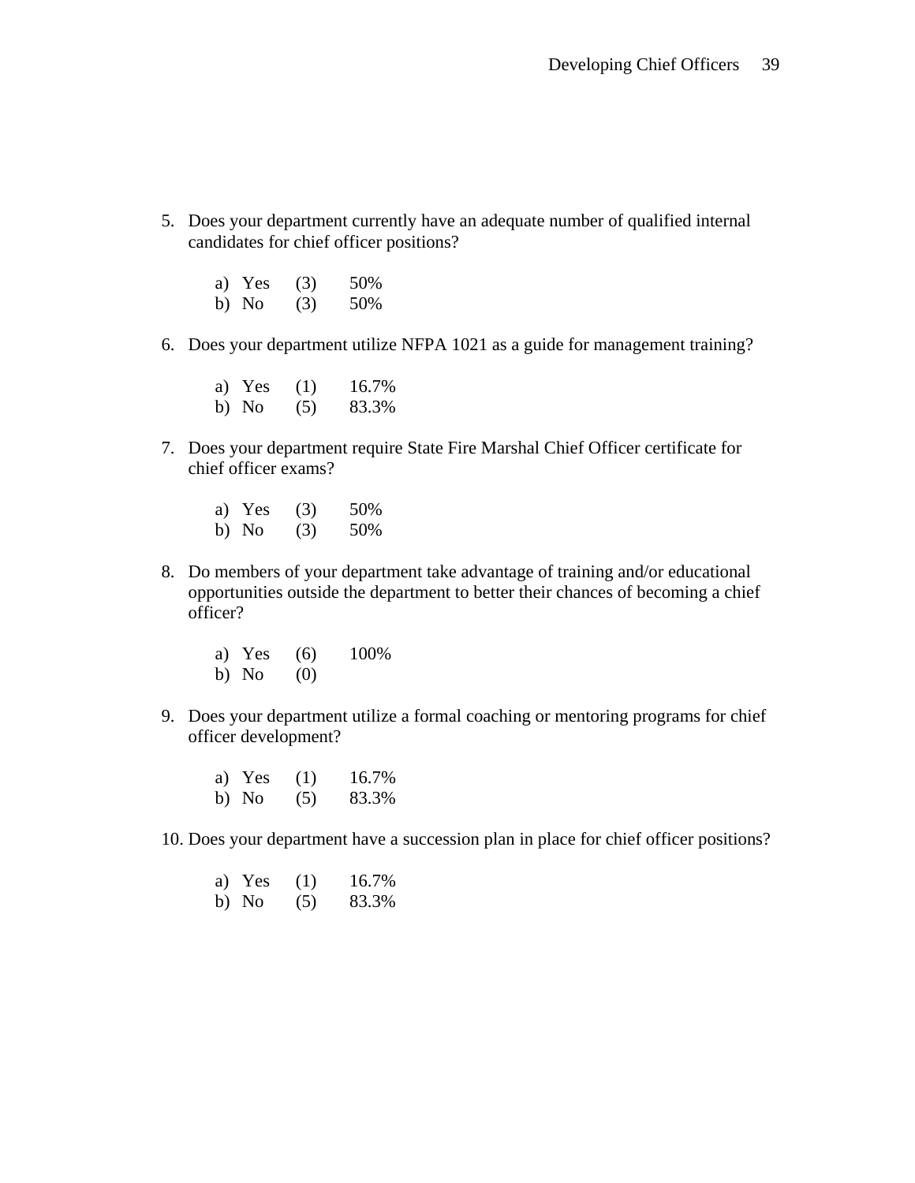5. Does your department currently have an adequate number of qualified internal candidates for chief officer positions?

   a) Yes (3) 50%
   b) No (3) 50%

6. Does your department utilize NFPA 1021 as a guide for management training?

   a) Yes (1) 16.7%
   b) No (5) 83.3%

7. Does your department require State Fire Marshal Chief Officer certificate for chief officer exams?

   a) Yes (3) 50%
   b) No (3) 50%

8. Do members of your department take advantage of training and/or educational opportunities outside the department to better their chances of becoming a chief officer?

   a) Yes (6) 100%
   b) No (0)

9. Does your department utilize a formal coaching or mentoring programs for chief officer development?

   a) Yes (1) 16.7%
   b) No (5) 83.3%

10. Does your department have a succession plan in place for chief officer positions?

    a) Yes (1) 16.7%
    b) No (5) 83.3%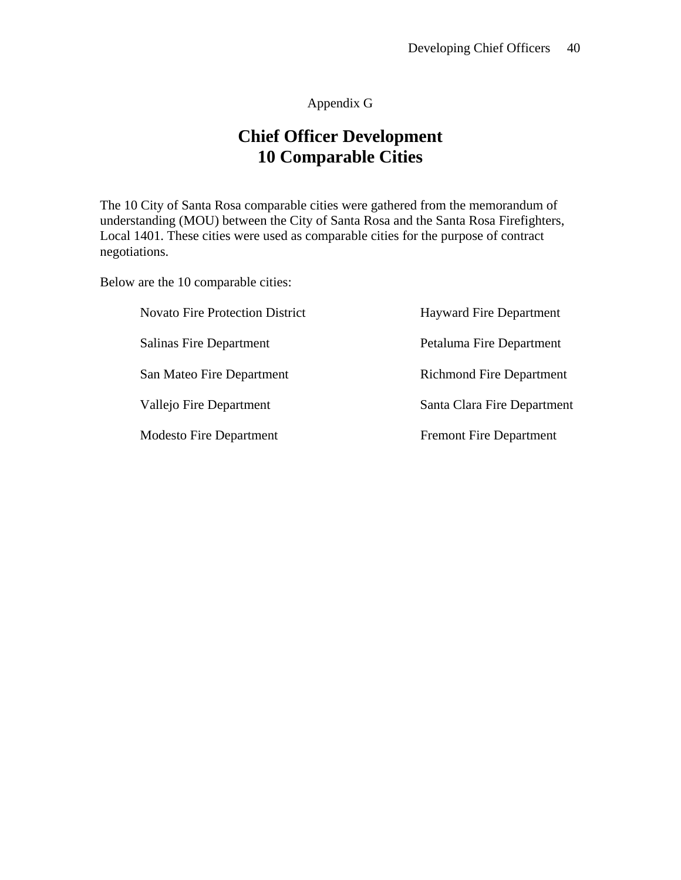Appendix G

# Chief Officer Development
# 10 Comparable Cities

The 10 City of Santa Rosa comparable cities were gathered from the memorandum of understanding (MOU) between the City of Santa Rosa and the Santa Rosa Firefighters, Local 1401. These cities were used as comparable cities for the purpose of contract negotiations.

Below are the 10 comparable cities:

| | |
|---|---|
| Novato Fire Protection District | Hayward Fire Department |
| Salinas Fire Department | Petaluma Fire Department |
| San Mateo Fire Department | Richmond Fire Department |
| Vallejo Fire Department | Santa Clara Fire Department |
| Modesto Fire Department | Fremont Fire Department |